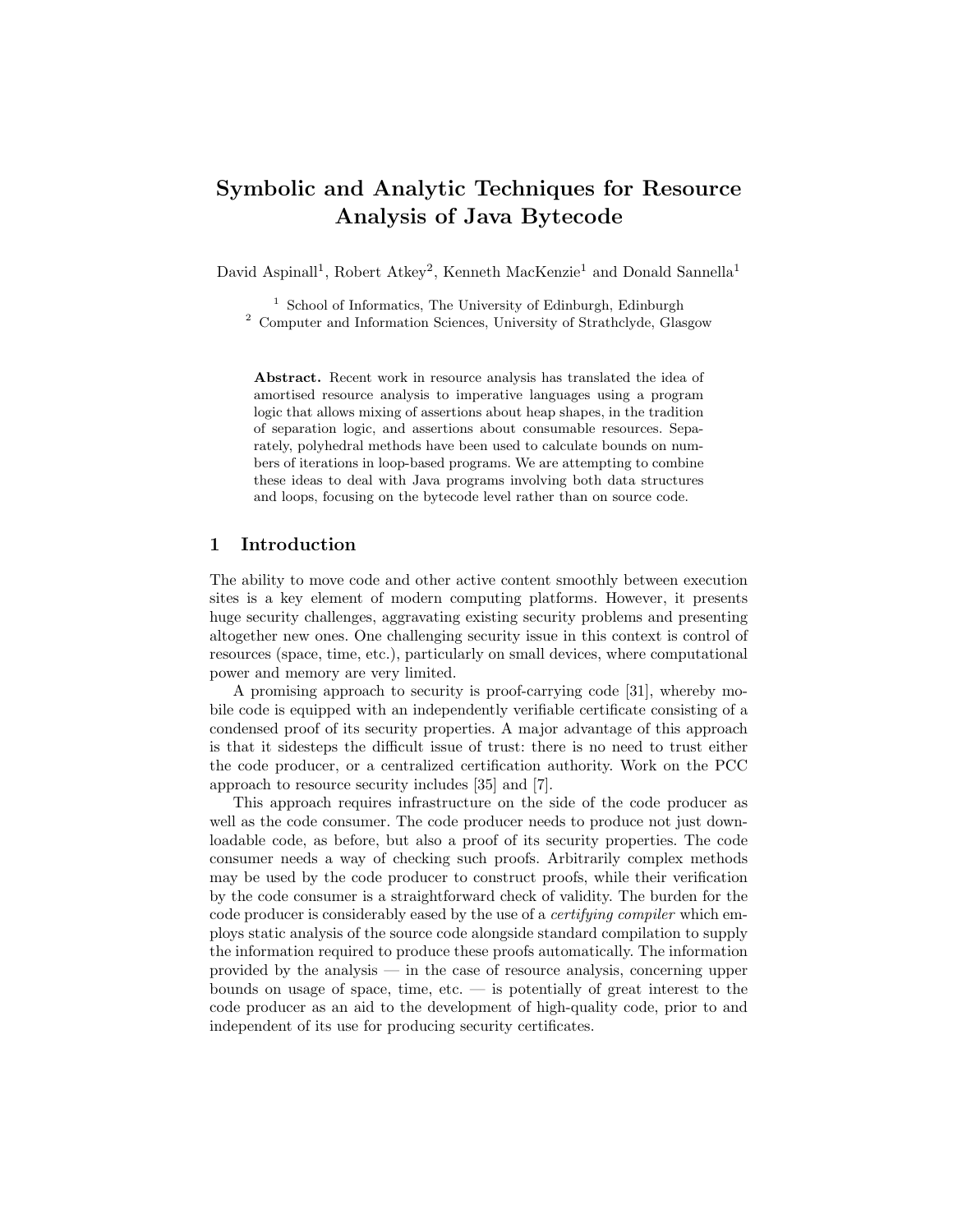# Symbolic and Analytic Techniques for Resource Analysis of Java Bytecode

David Aspinall[1], Robert Atkey[2], Kenneth MacKenzie[1] and Donald Sannella[1]

[1] School of Informatics, The University of Edinburgh, Edinburgh
[2] Computer and Information Sciences, University of Strathclyde, Glasgow

**Abstract.** Recent work in resource analysis has translated the idea of amortised resource analysis to imperative languages using a program logic that allows mixing of assertions about heap shapes, in the tradition of separation logic, and assertions about consumable resources. Separately, polyhedral methods have been used to calculate bounds on numbers of iterations in loop-based programs. We are attempting to combine these ideas to deal with Java programs involving both data structures and loops, focusing on the bytecode level rather than on source code.

## 1 Introduction

The ability to move code and other active content smoothly between execution sites is a key element of modern computing platforms. However, it presents huge security challenges, aggravating existing security problems and presenting altogether new ones. One challenging security issue in this context is control of resources (space, time, etc.), particularly on small devices, where computational power and memory are very limited.

A promising approach to security is proof-carrying code [31], whereby mobile code is equipped with an independently verifiable certificate consisting of a condensed proof of its security properties. A major advantage of this approach is that it sidesteps the difficult issue of trust: there is no need to trust either the code producer, or a centralized certification authority. Work on the PCC approach to resource security includes [35] and [7].

This approach requires infrastructure on the side of the code producer as well as the code consumer. The code producer needs to produce not just downloadable code, as before, but also a proof of its security properties. The code consumer needs a way of checking such proofs. Arbitrarily complex methods may be used by the code producer to construct proofs, while their verification by the code consumer is a straightforward check of validity. The burden for the code producer is considerably eased by the use of a *certifying compiler* which employs static analysis of the source code alongside standard compilation to supply the information required to produce these proofs automatically. The information provided by the analysis — in the case of resource analysis, concerning upper bounds on usage of space, time, etc. — is potentially of great interest to the code producer as an aid to the development of high-quality code, prior to and independent of its use for producing security certificates.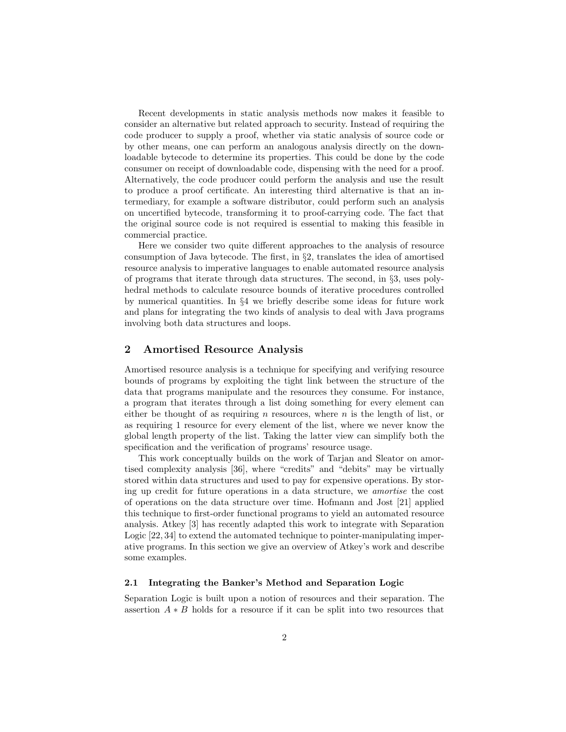Recent developments in static analysis methods now makes it feasible to consider an alternative but related approach to security. Instead of requiring the code producer to supply a proof, whether via static analysis of source code or by other means, one can perform an analogous analysis directly on the downloadable bytecode to determine its properties. This could be done by the code consumer on receipt of downloadable code, dispensing with the need for a proof. Alternatively, the code producer could perform the analysis and use the result to produce a proof certificate. An interesting third alternative is that an intermediary, for example a software distributor, could perform such an analysis on uncertified bytecode, transforming it to proof-carrying code. The fact that the original source code is not required is essential to making this feasible in commercial practice.

Here we consider two quite different approaches to the analysis of resource consumption of Java bytecode. The first, in §2, translates the idea of amortised resource analysis to imperative languages to enable automated resource analysis of programs that iterate through data structures. The second, in §3, uses polyhedral methods to calculate resource bounds of iterative procedures controlled by numerical quantities. In §4 we briefly describe some ideas for future work and plans for integrating the two kinds of analysis to deal with Java programs involving both data structures and loops.

## 2 Amortised Resource Analysis

Amortised resource analysis is a technique for specifying and verifying resource bounds of programs by exploiting the tight link between the structure of the data that programs manipulate and the resources they consume. For instance, a program that iterates through a list doing something for every element can either be thought of as requiring $n$ resources, where $n$ is the length of list, or as requiring 1 resource for every element of the list, where we never know the global length property of the list. Taking the latter view can simplify both the specification and the verification of programs' resource usage.

This work conceptually builds on the work of Tarjan and Sleator on amortised complexity analysis [36], where "credits" and "debits" may be virtually stored within data structures and used to pay for expensive operations. By storing up credit for future operations in a data structure, we *amortise* the cost of operations on the data structure over time. Hofmann and Jost [21] applied this technique to first-order functional programs to yield an automated resource analysis. Atkey [3] has recently adapted this work to integrate with Separation Logic [22, 34] to extend the automated technique to pointer-manipulating imperative programs. In this section we give an overview of Atkey's work and describe some examples.

### 2.1 Integrating the Banker's Method and Separation Logic

Separation Logic is built upon a notion of resources and their separation. The assertion $A * B$ holds for a resource if it can be split into two resources that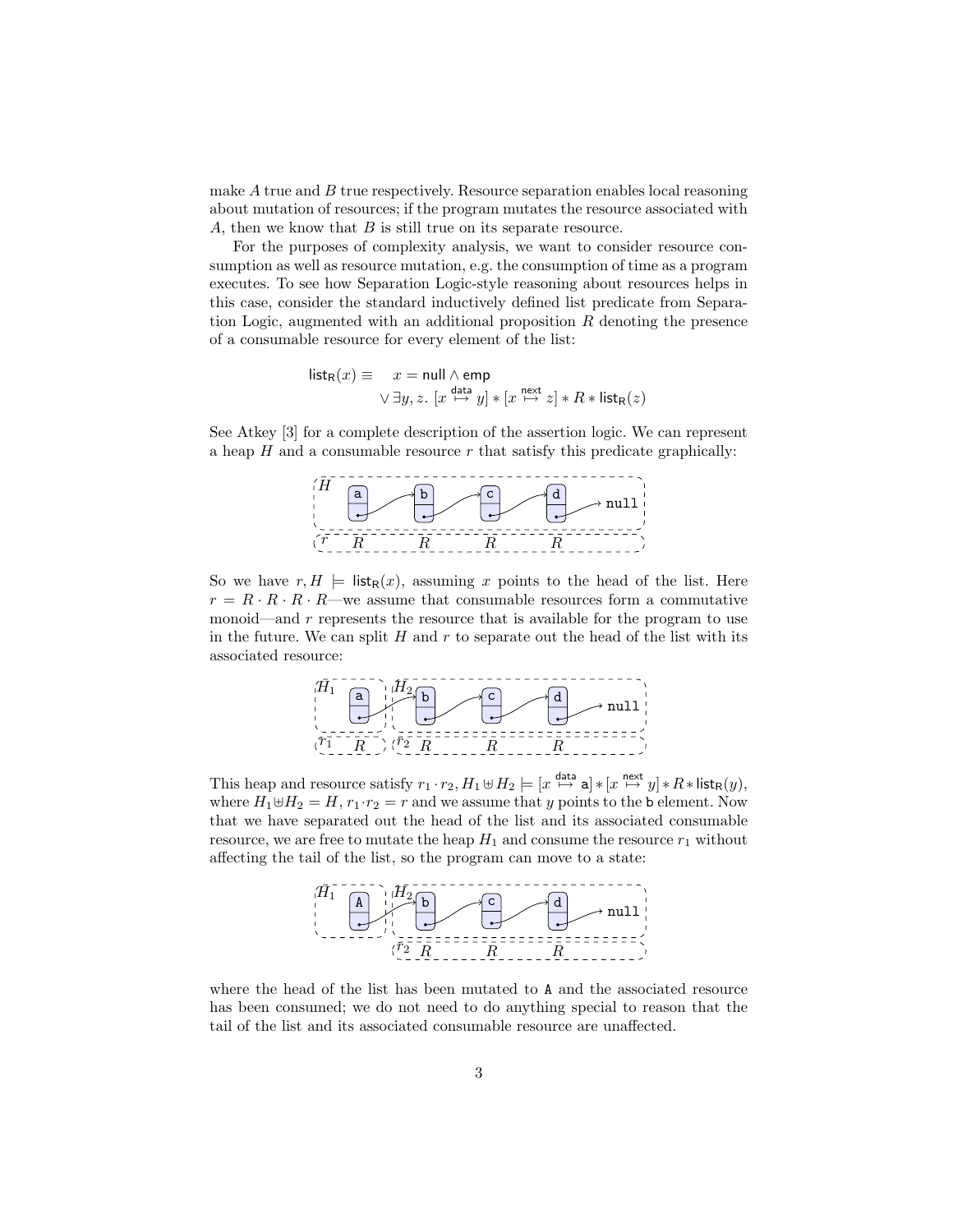make $A$ true and $B$ true respectively. Resource separation enables local reasoning about mutation of resources; if the program mutates the resource associated with $A$, then we know that $B$ is still true on its separate resource.

For the purposes of complexity analysis, we want to consider resource consumption as well as resource mutation, e.g. the consumption of time as a program executes. To see how Separation Logic-style reasoning about resources helps in this case, consider the standard inductively defined list predicate from Separation Logic, augmented with an additional proposition $R$ denoting the presence of a consumable resource for every element of the list:

$$\mathsf{list_R}(x) \equiv \quad x = \mathsf{null} \land \mathsf{emp} \\ \lor \exists y, z.\ [x \overset{\mathsf{data}}{\mapsto} y] * [x \overset{\mathsf{next}}{\mapsto} z] * R * \mathsf{list_R}(z)$$

See Atkey [3] for a complete description of the assertion logic. We can represent a heap $H$ and a consumable resource $r$ that satisfy this predicate graphically:

So we have $r, H \models \mathsf{list_R}(x)$, assuming $x$ points to the head of the list. Here $r = R \cdot R \cdot R \cdot R$—we assume that consumable resources form a commutative monoid—and $r$ represents the resource that is available for the program to use in the future. We can split $H$ and $r$ to separate out the head of the list with its associated resource:

This heap and resource satisfy $r_1 \cdot r_2, H_1 \uplus H_2 \models [x \overset{\mathsf{data}}{\mapsto} \mathsf{a}] * [x \overset{\mathsf{next}}{\mapsto} y] * R * \mathsf{list_R}(y)$, where $H_1 \uplus H_2 = H$, $r_1 \cdot r_2 = r$ and we assume that $y$ points to the $\mathsf{b}$ element. Now that we have separated out the head of the list and its associated consumable resource, we are free to mutate the heap $H_1$ and consume the resource $r_1$ without affecting the tail of the list, so the program can move to a state:

where the head of the list has been mutated to `A` and the associated resource has been consumed; we do not need to do anything special to reason that the tail of the list and its associated consumable resource are unaffected.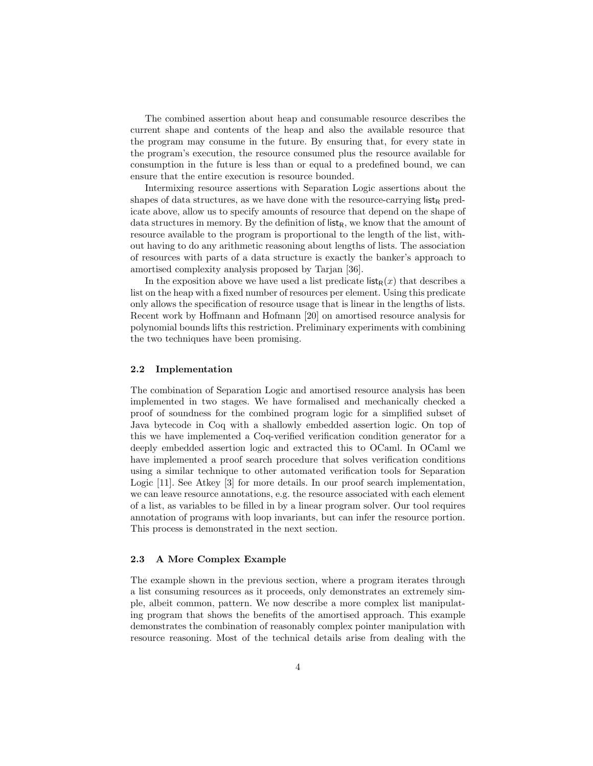The combined assertion about heap and consumable resource describes the current shape and contents of the heap and also the available resource that the program may consume in the future. By ensuring that, for every state in the program's execution, the resource consumed plus the resource available for consumption in the future is less than or equal to a predefined bound, we can ensure that the entire execution is resource bounded.

Intermixing resource assertions with Separation Logic assertions about the shapes of data structures, as we have done with the resource-carrying $\mathsf{list}_\mathsf{R}$ predicate above, allow us to specify amounts of resource that depend on the shape of data structures in memory. By the definition of $\mathsf{list}_\mathsf{R}$, we know that the amount of resource available to the program is proportional to the length of the list, without having to do any arithmetic reasoning about lengths of lists. The association of resources with parts of a data structure is exactly the banker's approach to amortised complexity analysis proposed by Tarjan [36].

In the exposition above we have used a list predicate $\mathsf{list}_\mathsf{R}(x)$ that describes a list on the heap with a fixed number of resources per element. Using this predicate only allows the specification of resource usage that is linear in the lengths of lists. Recent work by Hoffmann and Hofmann [20] on amortised resource analysis for polynomial bounds lifts this restriction. Preliminary experiments with combining the two techniques have been promising.

### 2.2 Implementation

The combination of Separation Logic and amortised resource analysis has been implemented in two stages. We have formalised and mechanically checked a proof of soundness for the combined program logic for a simplified subset of Java bytecode in Coq with a shallowly embedded assertion logic. On top of this we have implemented a Coq-verified verification condition generator for a deeply embedded assertion logic and extracted this to OCaml. In OCaml we have implemented a proof search procedure that solves verification conditions using a similar technique to other automated verification tools for Separation Logic [11]. See Atkey [3] for more details. In our proof search implementation, we can leave resource annotations, e.g. the resource associated with each element of a list, as variables to be filled in by a linear program solver. Our tool requires annotation of programs with loop invariants, but can infer the resource portion. This process is demonstrated in the next section.

### 2.3 A More Complex Example

The example shown in the previous section, where a program iterates through a list consuming resources as it proceeds, only demonstrates an extremely simple, albeit common, pattern. We now describe a more complex list manipulating program that shows the benefits of the amortised approach. This example demonstrates the combination of reasonably complex pointer manipulation with resource reasoning. Most of the technical details arise from dealing with the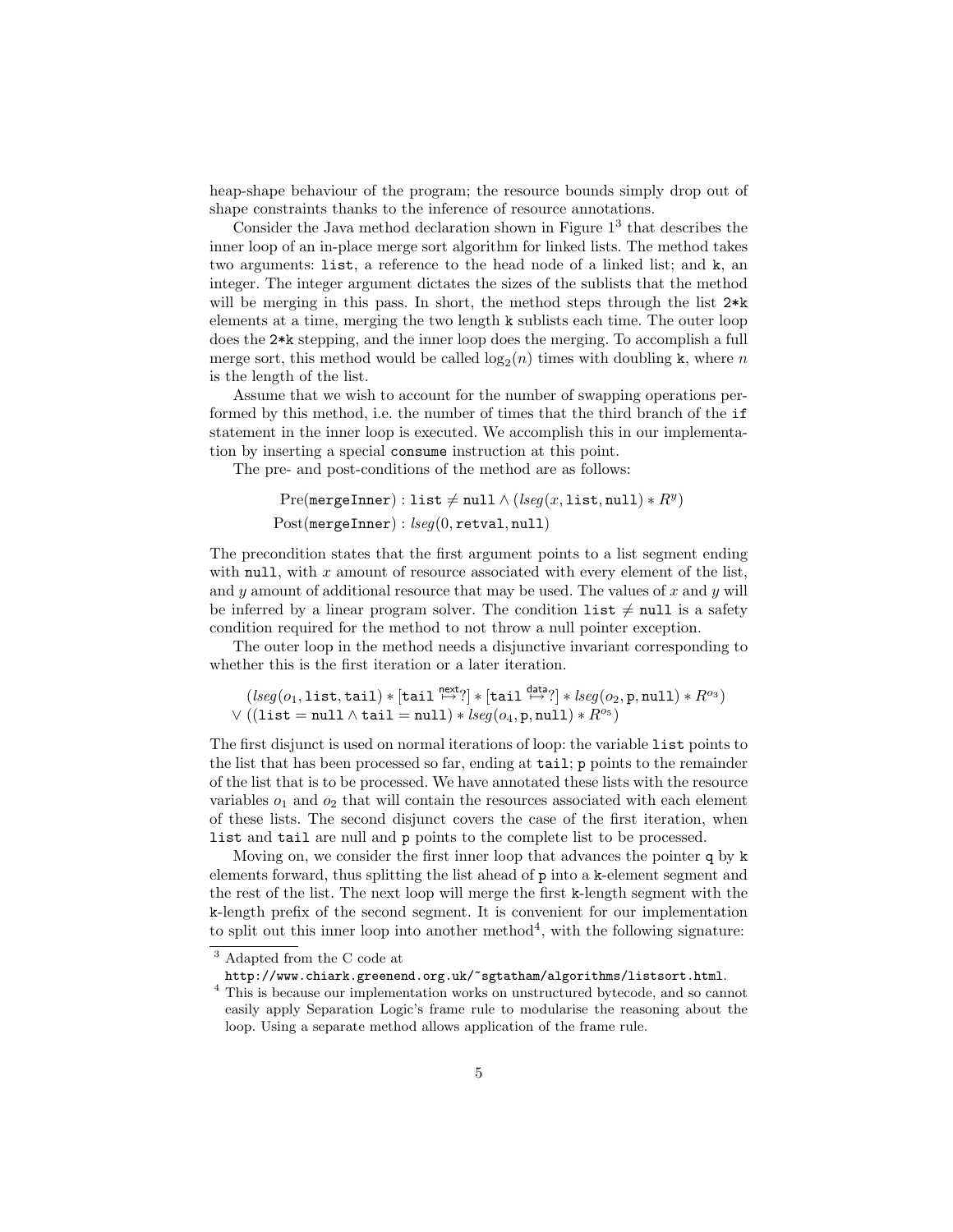heap-shape behaviour of the program; the resource bounds simply drop out of shape constraints thanks to the inference of resource annotations.

Consider the Java method declaration shown in Figure 1[3] that describes the inner loop of an in-place merge sort algorithm for linked lists. The method takes two arguments: `list`, a reference to the head node of a linked list; and `k`, an integer. The integer argument dictates the sizes of the sublists that the method will be merging in this pass. In short, the method steps through the list `2*k` elements at a time, merging the two length `k` sublists each time. The outer loop does the `2*k` stepping, and the inner loop does the merging. To accomplish a full merge sort, this method would be called $\log_2(n)$ times with doubling `k`, where $n$ is the length of the list.

Assume that we wish to account for the number of swapping operations performed by this method, i.e. the number of times that the third branch of the `if` statement in the inner loop is executed. We accomplish this in our implementation by inserting a special `consume` instruction at this point.

The pre- and post-conditions of the method are as follows:

$$\mathrm{Pre}(\texttt{mergeInner}) : \texttt{list} \neq \texttt{null} \wedge (\mathit{lseg}(x, \texttt{list}, \texttt{null}) * R^{y})$$
$$\mathrm{Post}(\texttt{mergeInner}) : \mathit{lseg}(0, \texttt{retval}, \texttt{null})$$

The precondition states that the first argument points to a list segment ending with `null`, with $x$ amount of resource associated with every element of the list, and $y$ amount of additional resource that may be used. The values of $x$ and $y$ will be inferred by a linear program solver. The condition $\texttt{list} \neq \texttt{null}$ is a safety condition required for the method to not throw a null pointer exception.

The outer loop in the method needs a disjunctive invariant corresponding to whether this is the first iteration or a later iteration.

$$\begin{array}{l}(\mathit{lseg}(o_1, \texttt{list}, \texttt{tail}) * [\texttt{tail} \overset{\mathsf{next}}{\mapsto} ?] * [\texttt{tail} \overset{\mathsf{data}}{\mapsto} ?] * \mathit{lseg}(o_2, \texttt{p}, \texttt{null}) * R^{o_3}) \\ \vee\ ((\texttt{list} = \texttt{null} \wedge \texttt{tail} = \texttt{null}) * \mathit{lseg}(o_4, \texttt{p}, \texttt{null}) * R^{o_5})\end{array}$$

The first disjunct is used on normal iterations of loop: the variable `list` points to the list that has been processed so far, ending at `tail`; `p` points to the remainder of the list that is to be processed. We have annotated these lists with the resource variables $o_1$ and $o_2$ that will contain the resources associated with each element of these lists. The second disjunct covers the case of the first iteration, when `list` and `tail` are null and `p` points to the complete list to be processed.

Moving on, we consider the first inner loop that advances the pointer `q` by `k` elements forward, thus splitting the list ahead of `p` into a `k`-element segment and the rest of the list. The next loop will merge the first `k`-length segment with the `k`-length prefix of the second segment. It is convenient for our implementation to split out this inner loop into another method[4], with the following signature:

[3] Adapted from the C code at
`http://www.chiark.greenend.org.uk/~sgtatham/algorithms/listsort.html`.

[4] This is because our implementation works on unstructured bytecode, and so cannot easily apply Separation Logic's frame rule to modularise the reasoning about the loop. Using a separate method allows application of the frame rule.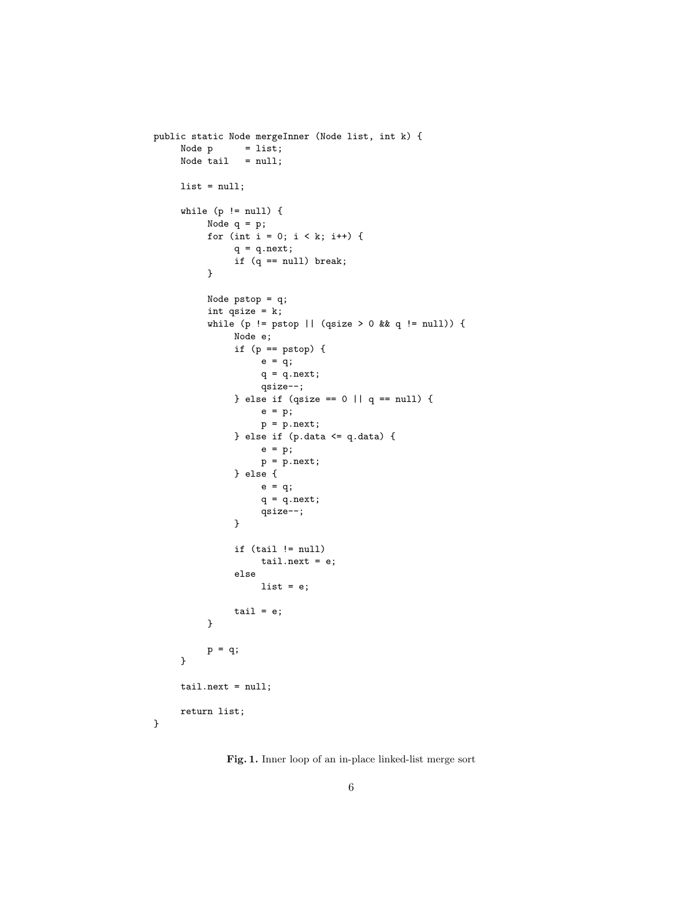```
public static Node mergeInner (Node list, int k) {
     Node p      = list;
     Node tail   = null;

     list = null;

     while (p != null) {
          Node q = p;
          for (int i = 0; i < k; i++) {
               q = q.next;
               if (q == null) break;
          }

          Node pstop = q;
          int qsize = k;
          while (p != pstop || (qsize > 0 && q != null)) {
               Node e;
               if (p == pstop) {
                    e = q;
                    q = q.next;
                    qsize--;
               } else if (qsize == 0 || q == null) {
                    e = p;
                    p = p.next;
               } else if (p.data <= q.data) {
                    e = p;
                    p = p.next;
               } else {
                    e = q;
                    q = q.next;
                    qsize--;
               }

               if (tail != null)
                    tail.next = e;
               else
                    list = e;

               tail = e;
          }

          p = q;
     }

     tail.next = null;

     return list;
}
```

**Fig. 1.** Inner loop of an in-place linked-list merge sort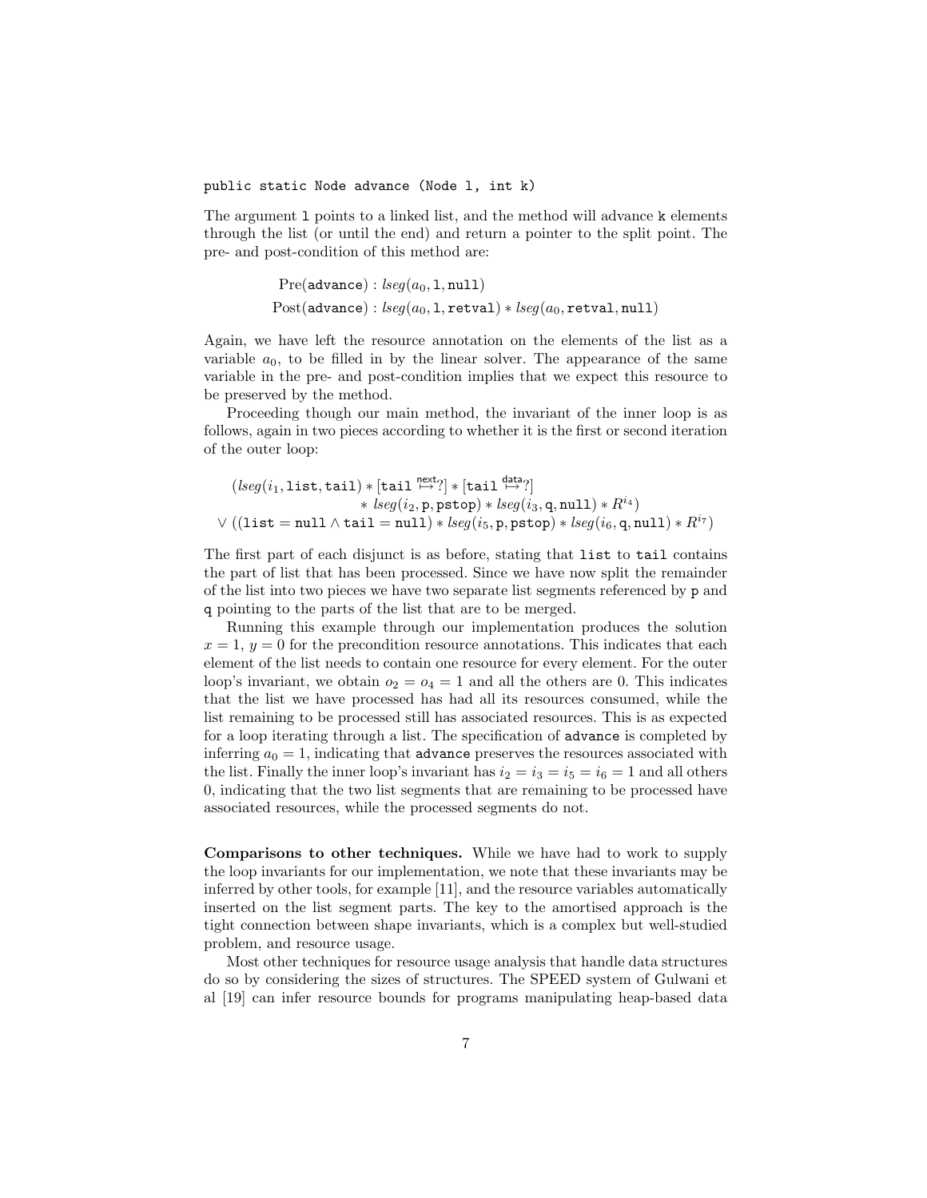```
public static Node advance (Node l, int k)
```

The argument `l` points to a linked list, and the method will advance `k` elements through the list (or until the end) and return a pointer to the split point. The pre- and post-condition of this method are:

$$\text{Pre}(\texttt{advance}) : \textit{lseg}(a_0, \texttt{l}, \texttt{null})$$
$$\text{Post}(\texttt{advance}) : \textit{lseg}(a_0, \texttt{l}, \texttt{retval}) * \textit{lseg}(a_0, \texttt{retval}, \texttt{null})$$

Again, we have left the resource annotation on the elements of the list as a variable $a_0$, to be filled in by the linear solver. The appearance of the same variable in the pre- and post-condition implies that we expect this resource to be preserved by the method.

Proceeding though our main method, the invariant of the inner loop is as follows, again in two pieces according to whether it is the first or second iteration of the outer loop:

$$\begin{aligned}
&(\textit{lseg}(i_1, \texttt{list}, \texttt{tail}) * [\texttt{tail} \overset{\mathsf{next}}{\mapsto} ?] * [\texttt{tail} \overset{\mathsf{data}}{\mapsto} ?] \\
&\qquad\qquad * \textit{lseg}(i_2, \texttt{p}, \texttt{pstop}) * \textit{lseg}(i_3, \texttt{q}, \texttt{null}) * R^{i_4}) \\
&\vee ((\texttt{list} = \texttt{null} \wedge \texttt{tail} = \texttt{null}) * \textit{lseg}(i_5, \texttt{p}, \texttt{pstop}) * \textit{lseg}(i_6, \texttt{q}, \texttt{null}) * R^{i_7})
\end{aligned}$$

The first part of each disjunct is as before, stating that `list` to `tail` contains the part of list that has been processed. Since we have now split the remainder of the list into two pieces we have two separate list segments referenced by `p` and `q` pointing to the parts of the list that are to be merged.

Running this example through our implementation produces the solution $x = 1$, $y = 0$ for the precondition resource annotations. This indicates that each element of the list needs to contain one resource for every element. For the outer loop's invariant, we obtain $o_2 = o_4 = 1$ and all the others are 0. This indicates that the list we have processed has had all its resources consumed, while the list remaining to be processed still has associated resources. This is as expected for a loop iterating through a list. The specification of `advance` is completed by inferring $a_0 = 1$, indicating that `advance` preserves the resources associated with the list. Finally the inner loop's invariant has $i_2 = i_3 = i_5 = i_6 = 1$ and all others 0, indicating that the two list segments that are remaining to be processed have associated resources, while the processed segments do not.

**Comparisons to other techniques.** While we have had to work to supply the loop invariants for our implementation, we note that these invariants may be inferred by other tools, for example [11], and the resource variables automatically inserted on the list segment parts. The key to the amortised approach is the tight connection between shape invariants, which is a complex but well-studied problem, and resource usage.

Most other techniques for resource usage analysis that handle data structures do so by considering the sizes of structures. The SPEED system of Gulwani et al [19] can infer resource bounds for programs manipulating heap-based data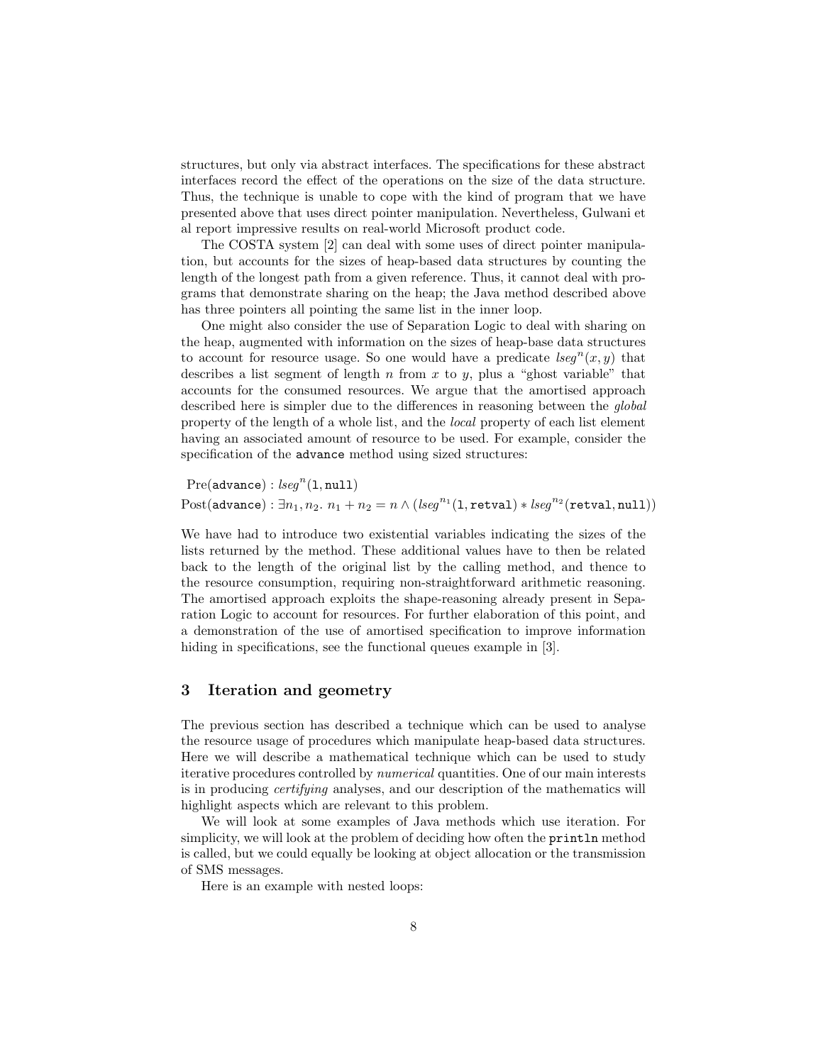structures, but only via abstract interfaces. The specifications for these abstract interfaces record the effect of the operations on the size of the data structure. Thus, the technique is unable to cope with the kind of program that we have presented above that uses direct pointer manipulation. Nevertheless, Gulwani et al report impressive results on real-world Microsoft product code.

The COSTA system [2] can deal with some uses of direct pointer manipulation, but accounts for the sizes of heap-based data structures by counting the length of the longest path from a given reference. Thus, it cannot deal with programs that demonstrate sharing on the heap; the Java method described above has three pointers all pointing the same list in the inner loop.

One might also consider the use of Separation Logic to deal with sharing on the heap, augmented with information on the sizes of heap-base data structures to account for resource usage. So one would have a predicate $lseg^n(x, y)$ that describes a list segment of length $n$ from $x$ to $y$, plus a "ghost variable" that accounts for the consumed resources. We argue that the amortised approach described here is simpler due to the differences in reasoning between the *global* property of the length of a whole list, and the *local* property of each list element having an associated amount of resource to be used. For example, consider the specification of the `advance` method using sized structures:

$$\text{Pre}(\texttt{advance}) : lseg^n(\texttt{l}, \texttt{null})$$
$$\text{Post}(\texttt{advance}) : \exists n_1, n_2.\ n_1 + n_2 = n \wedge (lseg^{n_1}(\texttt{l}, \texttt{retval}) * lseg^{n_2}(\texttt{retval}, \texttt{null}))$$

We have had to introduce two existential variables indicating the sizes of the lists returned by the method. These additional values have to then be related back to the length of the original list by the calling method, and thence to the resource consumption, requiring non-straightforward arithmetic reasoning. The amortised approach exploits the shape-reasoning already present in Separation Logic to account for resources. For further elaboration of this point, and a demonstration of the use of amortised specification to improve information hiding in specifications, see the functional queues example in [3].

## 3 Iteration and geometry

The previous section has described a technique which can be used to analyse the resource usage of procedures which manipulate heap-based data structures. Here we will describe a mathematical technique which can be used to study iterative procedures controlled by *numerical* quantities. One of our main interests is in producing *certifying* analyses, and our description of the mathematics will highlight aspects which are relevant to this problem.

We will look at some examples of Java methods which use iteration. For simplicity, we will look at the problem of deciding how often the `println` method is called, but we could equally be looking at object allocation or the transmission of SMS messages.

Here is an example with nested loops: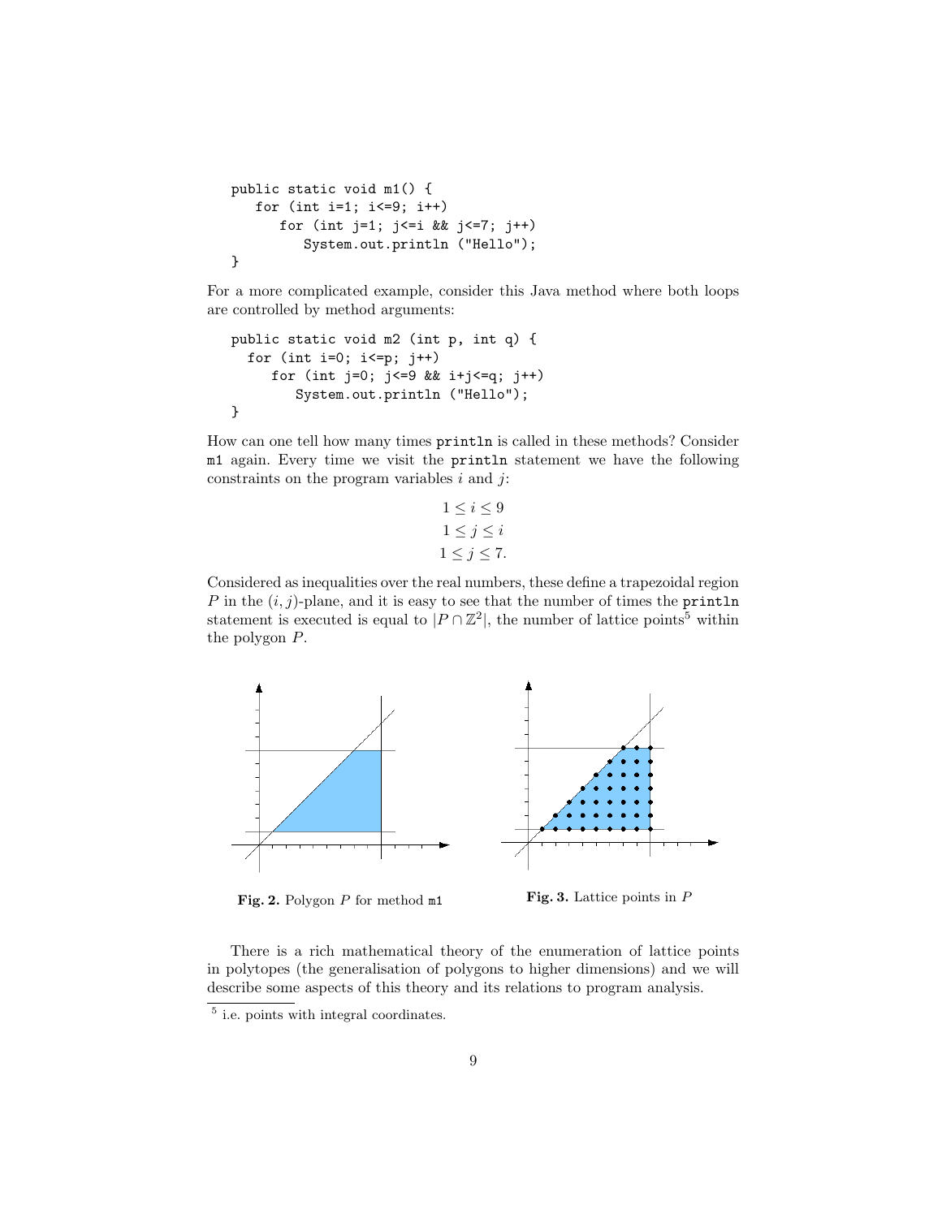```
public static void m1() {
   for (int i=1; i<=9; i++)
      for (int j=1; j<=i && j<=7; j++)
         System.out.println ("Hello");
}
```

For a more complicated example, consider this Java method where both loops are controlled by method arguments:

```
public static void m2 (int p, int q) {
  for (int i=0; i<=p; j++)
     for (int j=0; j<=9 && i+j<=q; j++)
        System.out.println ("Hello");
}
```

How can one tell how many times `println` is called in these methods? Consider `m1` again. Every time we visit the `println` statement we have the following constraints on the program variables $i$ and $j$:

$$1 \leq i \leq 9$$
$$1 \leq j \leq i$$
$$1 \leq j \leq 7.$$

Considered as inequalities over the real numbers, these define a trapezoidal region $P$ in the $(i, j)$-plane, and it is easy to see that the number of times the `println` statement is executed is equal to $|P \cap \mathbb{Z}^2|$, the number of lattice points[5] within the polygon $P$.

**Fig. 2.** Polygon $P$ for method `m1`

**Fig. 3.** Lattice points in $P$

There is a rich mathematical theory of the enumeration of lattice points in polytopes (the generalisation of polygons to higher dimensions) and we will describe some aspects of this theory and its relations to program analysis.

[5] i.e. points with integral coordinates.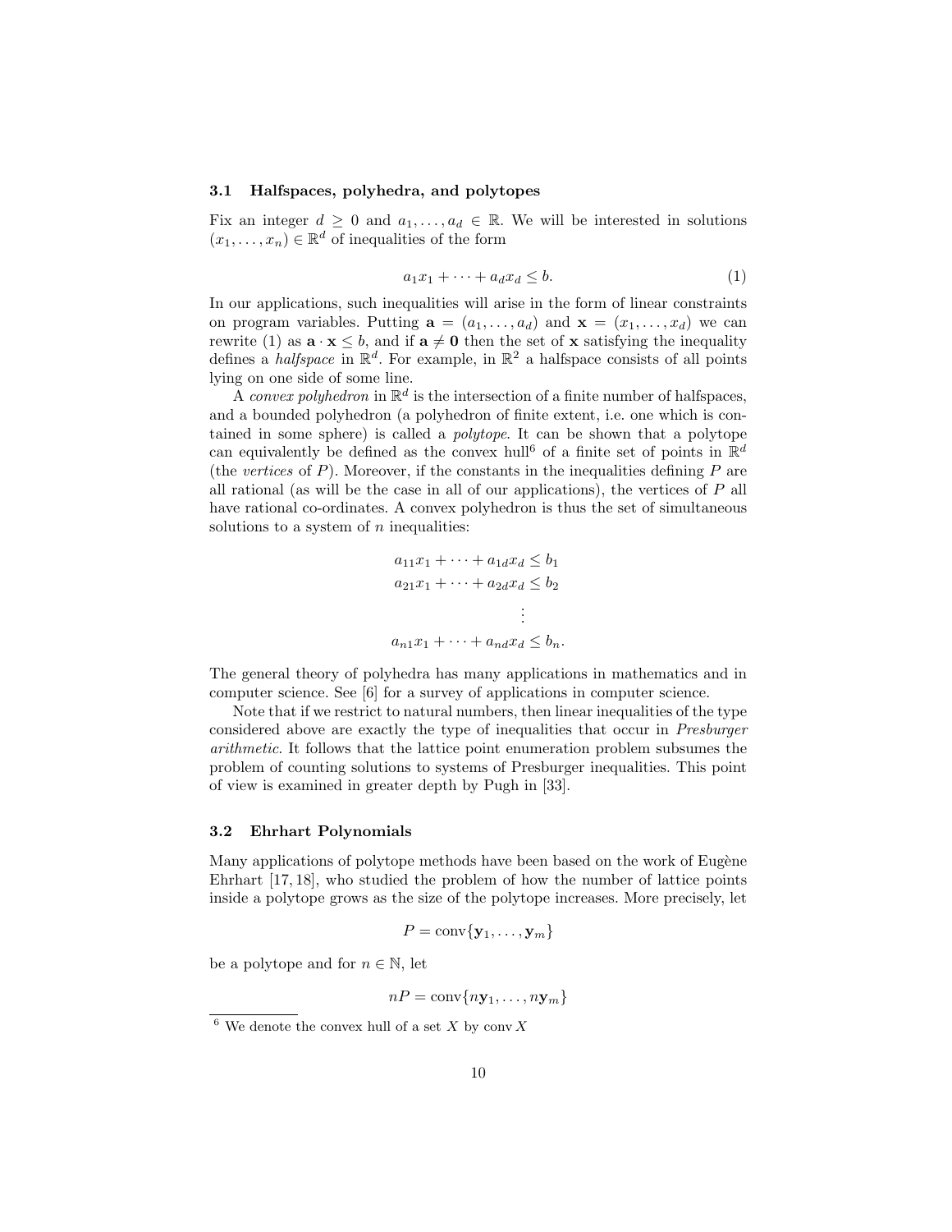### 3.1 Halfspaces, polyhedra, and polytopes

Fix an integer $d \geq 0$ and $a_1, \ldots, a_d \in \mathbb{R}$. We will be interested in solutions $(x_1, \ldots, x_n) \in \mathbb{R}^d$ of inequalities of the form

$$a_1 x_1 + \cdots + a_d x_d \leq b. \tag{1}$$

In our applications, such inequalities will arise in the form of linear constraints on program variables. Putting $\mathbf{a} = (a_1, \ldots, a_d)$ and $\mathbf{x} = (x_1, \ldots, x_d)$ we can rewrite (1) as $\mathbf{a} \cdot \mathbf{x} \leq b$, and if $\mathbf{a} \neq \mathbf{0}$ then the set of $\mathbf{x}$ satisfying the inequality defines a *halfspace* in $\mathbb{R}^d$. For example, in $\mathbb{R}^2$ a halfspace consists of all points lying on one side of some line.

A *convex polyhedron* in $\mathbb{R}^d$ is the intersection of a finite number of halfspaces, and a bounded polyhedron (a polyhedron of finite extent, i.e. one which is contained in some sphere) is called a *polytope*. It can be shown that a polytope can equivalently be defined as the convex hull[6] of a finite set of points in $\mathbb{R}^d$ (the *vertices* of $P$). Moreover, if the constants in the inequalities defining $P$ are all rational (as will be the case in all of our applications), the vertices of $P$ all have rational co-ordinates. A convex polyhedron is thus the set of simultaneous solutions to a system of $n$ inequalities:

$$\begin{aligned} a_{11}x_1 + \cdots + a_{1d}x_d &\leq b_1 \\ a_{21}x_1 + \cdots + a_{2d}x_d &\leq b_2 \\ &\vdots \\ a_{n1}x_1 + \cdots + a_{nd}x_d &\leq b_n. \end{aligned}$$

The general theory of polyhedra has many applications in mathematics and in computer science. See [6] for a survey of applications in computer science.

Note that if we restrict to natural numbers, then linear inequalities of the type considered above are exactly the type of inequalities that occur in *Presburger arithmetic*. It follows that the lattice point enumeration problem subsumes the problem of counting solutions to systems of Presburger inequalities. This point of view is examined in greater depth by Pugh in [33].

### 3.2 Ehrhart Polynomials

Many applications of polytope methods have been based on the work of Eugène Ehrhart [17, 18], who studied the problem of how the number of lattice points inside a polytope grows as the size of the polytope increases. More precisely, let

$$P = \operatorname{conv}\{\mathbf{y}_1, \ldots, \mathbf{y}_m\}$$

be a polytope and for $n \in \mathbb{N}$, let

$$nP = \operatorname{conv}\{n\mathbf{y}_1, \ldots, n\mathbf{y}_m\}$$

[6] We denote the convex hull of a set $X$ by $\operatorname{conv} X$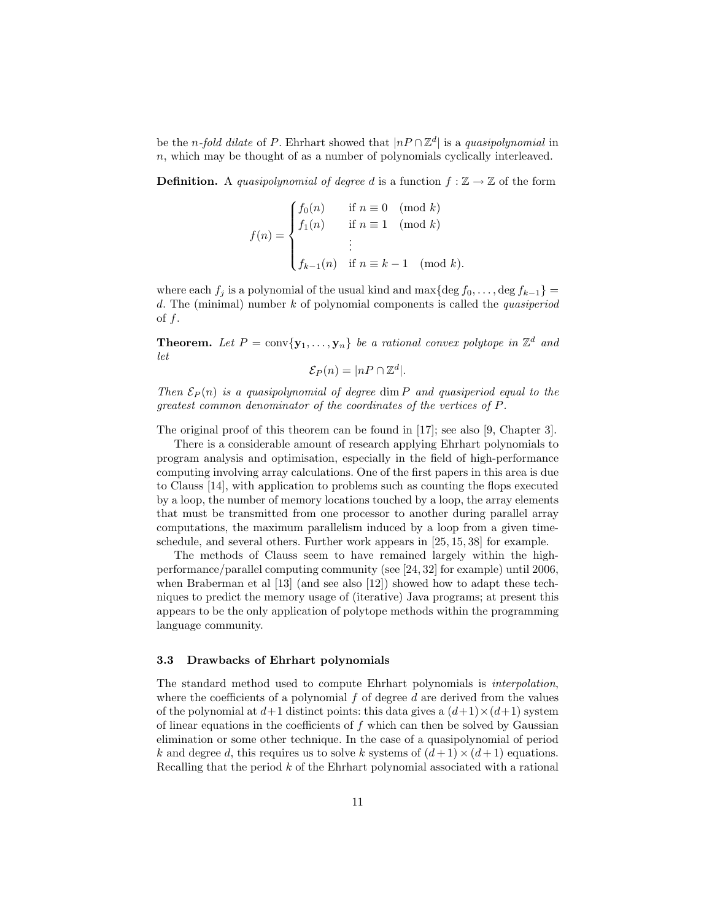be the *n-fold dilate* of $P$. Ehrhart showed that $|nP \cap \mathbb{Z}^d|$ is a *quasipolynomial* in $n$, which may be thought of as a number of polynomials cyclically interleaved.

**Definition.** A *quasipolynomial of degree* $d$ is a function $f : \mathbb{Z} \to \mathbb{Z}$ of the form

$$f(n) = \begin{cases} f_0(n) & \text{if } n \equiv 0 \pmod{k} \\ f_1(n) & \text{if } n \equiv 1 \pmod{k} \\ & \vdots \\ f_{k-1}(n) & \text{if } n \equiv k-1 \pmod{k}. \end{cases}$$

where each $f_j$ is a polynomial of the usual kind and $\max\{\deg f_0, \ldots, \deg f_{k-1}\} = d$. The (minimal) number $k$ of polynomial components is called the *quasiperiod* of $f$.

**Theorem.** *Let $P = \operatorname{conv}\{\mathbf{y}_1, \ldots, \mathbf{y}_n\}$ be a rational convex polytope in $\mathbb{Z}^d$ and let*

$$\mathcal{E}_P(n) = |nP \cap \mathbb{Z}^d|.$$

*Then $\mathcal{E}_P(n)$ is a quasipolynomial of degree $\dim P$ and quasiperiod equal to the greatest common denominator of the coordinates of the vertices of $P$.*

The original proof of this theorem can be found in [17]; see also [9, Chapter 3].

There is a considerable amount of research applying Ehrhart polynomials to program analysis and optimisation, especially in the field of high-performance computing involving array calculations. One of the first papers in this area is due to Clauss [14], with application to problems such as counting the flops executed by a loop, the number of memory locations touched by a loop, the array elements that must be transmitted from one processor to another during parallel array computations, the maximum parallelism induced by a loop from a given time-schedule, and several others. Further work appears in [25, 15, 38] for example.

The methods of Clauss seem to have remained largely within the high-performance/parallel computing community (see [24, 32] for example) until 2006, when Braberman et al [13] (and see also [12]) showed how to adapt these techniques to predict the memory usage of (iterative) Java programs; at present this appears to be the only application of polytope methods within the programming language community.

### 3.3 Drawbacks of Ehrhart polynomials

The standard method used to compute Ehrhart polynomials is *interpolation*, where the coefficients of a polynomial $f$ of degree $d$ are derived from the values of the polynomial at $d+1$ distinct points: this data gives a $(d+1) \times (d+1)$ system of linear equations in the coefficients of $f$ which can then be solved by Gaussian elimination or some other technique. In the case of a quasipolynomial of period $k$ and degree $d$, this requires us to solve $k$ systems of $(d+1) \times (d+1)$ equations. Recalling that the period $k$ of the Ehrhart polynomial associated with a rational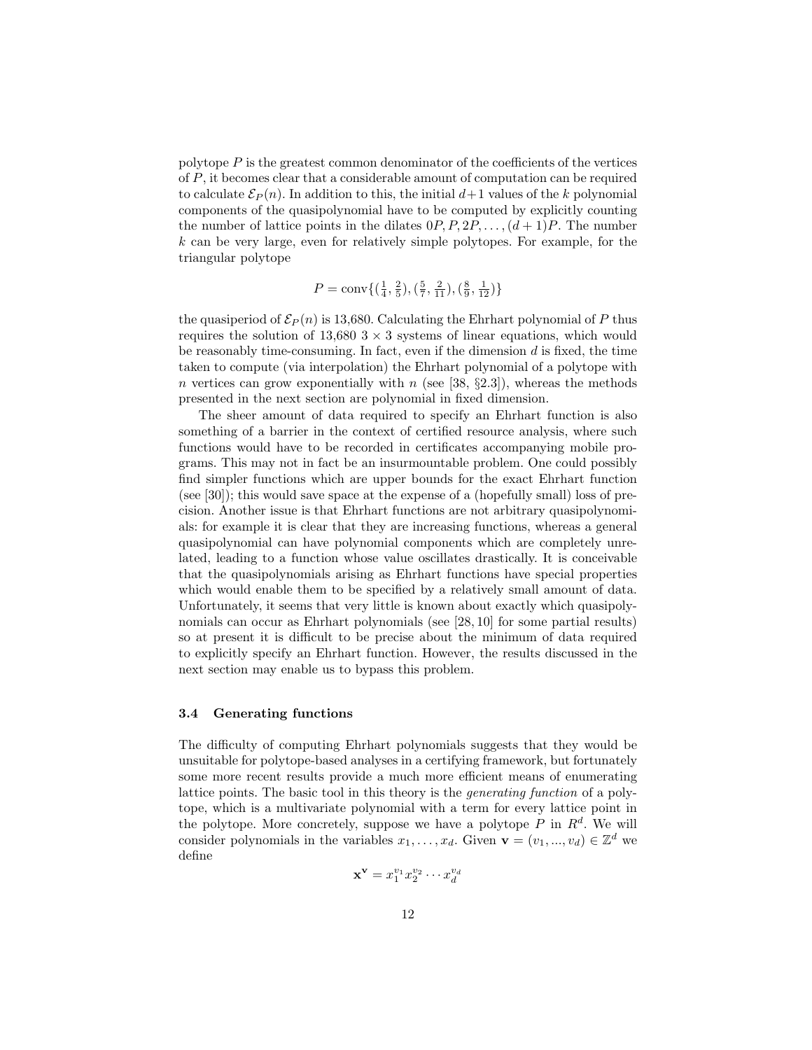polytope $P$ is the greatest common denominator of the coefficients of the vertices of $P$, it becomes clear that a considerable amount of computation can be required to calculate $\mathcal{E}_P(n)$. In addition to this, the initial $d+1$ values of the $k$ polynomial components of the quasipolynomial have to be computed by explicitly counting the number of lattice points in the dilates $0P, P, 2P, \ldots, (d+1)P$. The number $k$ can be very large, even for relatively simple polytopes. For example, for the triangular polytope

$$P = \mathrm{conv}\{(\tfrac{1}{4}, \tfrac{2}{5}), (\tfrac{5}{7}, \tfrac{2}{11}), (\tfrac{8}{9}, \tfrac{1}{12})\}$$

the quasiperiod of $\mathcal{E}_P(n)$ is 13,680. Calculating the Ehrhart polynomial of $P$ thus requires the solution of 13,680 $3 \times 3$ systems of linear equations, which would be reasonably time-consuming. In fact, even if the dimension $d$ is fixed, the time taken to compute (via interpolation) the Ehrhart polynomial of a polytope with $n$ vertices can grow exponentially with $n$ (see [38, §2.3]), whereas the methods presented in the next section are polynomial in fixed dimension.

The sheer amount of data required to specify an Ehrhart function is also something of a barrier in the context of certified resource analysis, where such functions would have to be recorded in certificates accompanying mobile programs. This may not in fact be an insurmountable problem. One could possibly find simpler functions which are upper bounds for the exact Ehrhart function (see [30]); this would save space at the expense of a (hopefully small) loss of precision. Another issue is that Ehrhart functions are not arbitrary quasipolynomials: for example it is clear that they are increasing functions, whereas a general quasipolynomial can have polynomial components which are completely unrelated, leading to a function whose value oscillates drastically. It is conceivable that the quasipolynomials arising as Ehrhart functions have special properties which would enable them to be specified by a relatively small amount of data. Unfortunately, it seems that very little is known about exactly which quasipolynomials can occur as Ehrhart polynomials (see [28, 10] for some partial results) so at present it is difficult to be precise about the minimum of data required to explicitly specify an Ehrhart function. However, the results discussed in the next section may enable us to bypass this problem.

### 3.4 Generating functions

The difficulty of computing Ehrhart polynomials suggests that they would be unsuitable for polytope-based analyses in a certifying framework, but fortunately some more recent results provide a much more efficient means of enumerating lattice points. The basic tool in this theory is the *generating function* of a polytope, which is a multivariate polynomial with a term for every lattice point in the polytope. More concretely, suppose we have a polytope $P$ in $R^d$. We will consider polynomials in the variables $x_1, \ldots, x_d$. Given $\mathbf{v} = (v_1, ..., v_d) \in \mathbb{Z}^d$ we define

$$\mathbf{x}^{\mathbf{v}} = x_1^{v_1} x_2^{v_2} \cdots x_d^{v_d}$$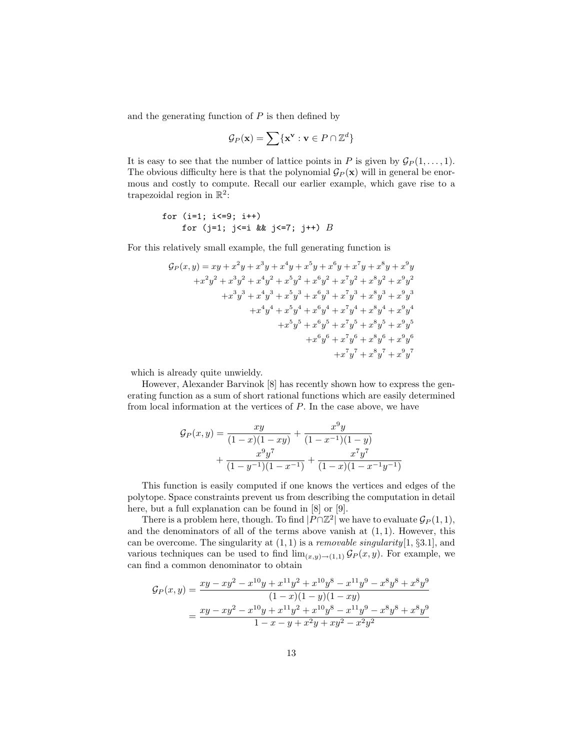and the generating function of $P$ is then defined by

$$\mathcal{G}_P(\mathbf{x}) = \sum\{\mathbf{x}^{\mathbf{v}} : \mathbf{v} \in P \cap \mathbb{Z}^d\}$$

It is easy to see that the number of lattice points in $P$ is given by $\mathcal{G}_P(1,\ldots,1)$. The obvious difficulty here is that the polynomial $\mathcal{G}_P(\mathbf{x})$ will in general be enormous and costly to compute. Recall our earlier example, which gave rise to a trapezoidal region in $\mathbb{R}^2$:

```
for (i=1; i<=9; i++)
    for (j=1; j<=i && j<=7; j++) B
```

For this relatively small example, the full generating function is

$$\begin{aligned}
\mathcal{G}_P(x,y) = {} & xy + x^2y + x^3y + x^4y + x^5y + x^6y + x^7y + x^8y + x^9y \\
& + x^2y^2 + x^3y^2 + x^4y^2 + x^5y^2 + x^6y^2 + x^7y^2 + x^8y^2 + x^9y^2 \\
& + x^3y^3 + x^4y^3 + x^5y^3 + x^6y^3 + x^7y^3 + x^8y^3 + x^9y^3 \\
& + x^4y^4 + x^5y^4 + x^6y^4 + x^7y^4 + x^8y^4 + x^9y^4 \\
& + x^5y^5 + x^6y^5 + x^7y^5 + x^8y^5 + x^9y^5 \\
& + x^6y^6 + x^7y^6 + x^8y^6 + x^9y^6 \\
& + x^7y^7 + x^8y^7 + x^9y^7
\end{aligned}$$

which is already quite unwieldy.

However, Alexander Barvinok [8] has recently shown how to express the generating function as a sum of short rational functions which are easily determined from local information at the vertices of $P$. In the case above, we have

$$\begin{aligned}
\mathcal{G}_P(x,y) = {} & \frac{xy}{(1-x)(1-xy)} + \frac{x^9y}{(1-x^{-1})(1-y)} \\
& + \frac{x^9y^7}{(1-y^{-1})(1-x^{-1})} + \frac{x^7y^7}{(1-x)(1-x^{-1}y^{-1})}
\end{aligned}$$

This function is easily computed if one knows the vertices and edges of the polytope. Space constraints prevent us from describing the computation in detail here, but a full explanation can be found in [8] or [9].

There is a problem here, though. To find $|P \cap \mathbb{Z}^2|$ we have to evaluate $\mathcal{G}_P(1,1)$, and the denominators of all of the terms above vanish at $(1,1)$. However, this can be overcome. The singularity at $(1,1)$ is a *removable singularity*[1, §3.1], and various techniques can be used to find $\lim_{(x,y)\to(1,1)} \mathcal{G}_P(x,y)$. For example, we can find a common denominator to obtain

$$\begin{aligned}
\mathcal{G}_P(x,y) &= \frac{xy - xy^2 - x^{10}y + x^{11}y^2 + x^{10}y^8 - x^{11}y^9 - x^8y^8 + x^8y^9}{(1-x)(1-y)(1-xy)} \\
&= \frac{xy - xy^2 - x^{10}y + x^{11}y^2 + x^{10}y^8 - x^{11}y^9 - x^8y^8 + x^8y^9}{1 - x - y + x^2y + xy^2 - x^2y^2}
\end{aligned}$$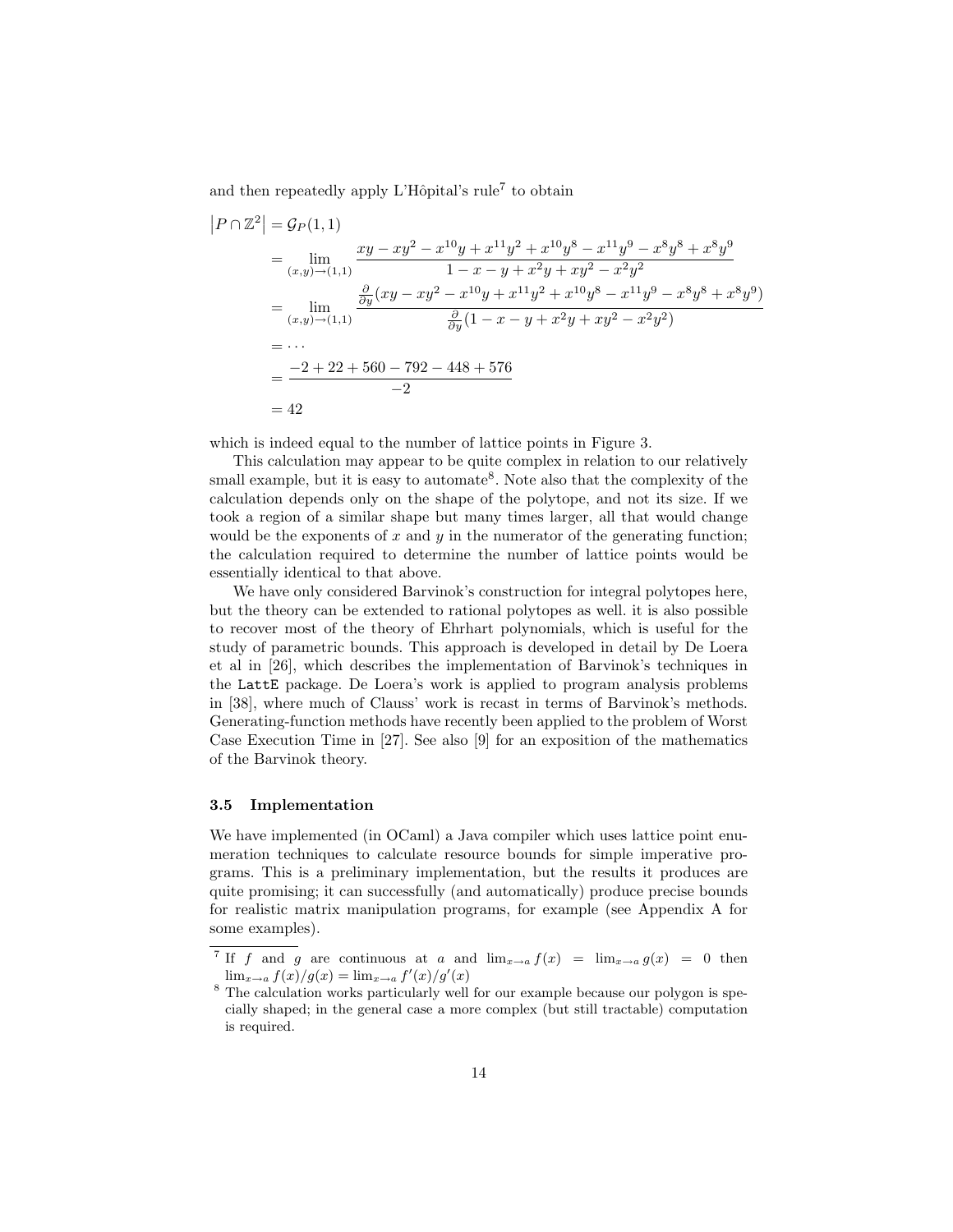and then repeatedly apply L'Hôpital's rule[7] to obtain

$$
\begin{aligned}
\left|P \cap \mathbb{Z}^2\right| &= \mathcal{G}_P(1,1) \\
&= \lim_{(x,y)\to(1,1)} \frac{xy - xy^2 - x^{10}y + x^{11}y^2 + x^{10}y^8 - x^{11}y^9 - x^8y^8 + x^8y^9}{1 - x - y + x^2y + xy^2 - x^2y^2} \\
&= \lim_{(x,y)\to(1,1)} \frac{\frac{\partial}{\partial y}(xy - xy^2 - x^{10}y + x^{11}y^2 + x^{10}y^8 - x^{11}y^9 - x^8y^8 + x^8y^9)}{\frac{\partial}{\partial y}(1 - x - y + x^2y + xy^2 - x^2y^2)} \\
&= \cdots \\
&= \frac{-2 + 22 + 560 - 792 - 448 + 576}{-2} \\
&= 42
\end{aligned}
$$

which is indeed equal to the number of lattice points in Figure 3.

This calculation may appear to be quite complex in relation to our relatively small example, but it is easy to automate[8]. Note also that the complexity of the calculation depends only on the shape of the polytope, and not its size. If we took a region of a similar shape but many times larger, all that would change would be the exponents of $x$ and $y$ in the numerator of the generating function; the calculation required to determine the number of lattice points would be essentially identical to that above.

We have only considered Barvinok's construction for integral polytopes here, but the theory can be extended to rational polytopes as well. it is also possible to recover most of the theory of Ehrhart polynomials, which is useful for the study of parametric bounds. This approach is developed in detail by De Loera et al in [26], which describes the implementation of Barvinok's techniques in the `LattE` package. De Loera's work is applied to program analysis problems in [38], where much of Clauss' work is recast in terms of Barvinok's methods. Generating-function methods have recently been applied to the problem of Worst Case Execution Time in [27]. See also [9] for an exposition of the mathematics of the Barvinok theory.

### 3.5 Implementation

We have implemented (in OCaml) a Java compiler which uses lattice point enumeration techniques to calculate resource bounds for simple imperative programs. This is a preliminary implementation, but the results it produces are quite promising; it can successfully (and automatically) produce precise bounds for realistic matrix manipulation programs, for example (see Appendix A for some examples).

[7] If $f$ and $g$ are continuous at $a$ and $\lim_{x\to a} f(x) = \lim_{x\to a} g(x) = 0$ then $\lim_{x\to a} f(x)/g(x) = \lim_{x\to a} f'(x)/g'(x)$

[8] The calculation works particularly well for our example because our polygon is specially shaped; in the general case a more complex (but still tractable) computation is required.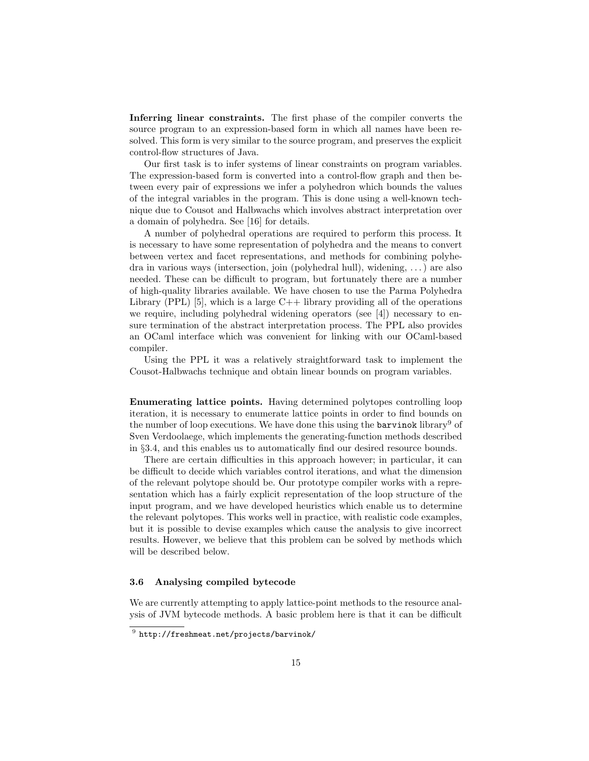**Inferring linear constraints.** The first phase of the compiler converts the source program to an expression-based form in which all names have been resolved. This form is very similar to the source program, and preserves the explicit control-flow structures of Java.

Our first task is to infer systems of linear constraints on program variables. The expression-based form is converted into a control-flow graph and then between every pair of expressions we infer a polyhedron which bounds the values of the integral variables in the program. This is done using a well-known technique due to Cousot and Halbwachs which involves abstract interpretation over a domain of polyhedra. See [16] for details.

A number of polyhedral operations are required to perform this process. It is necessary to have some representation of polyhedra and the means to convert between vertex and facet representations, and methods for combining polyhedra in various ways (intersection, join (polyhedral hull), widening, ...) are also needed. These can be difficult to program, but fortunately there are a number of high-quality libraries available. We have chosen to use the Parma Polyhedra Library (PPL) [5], which is a large C++ library providing all of the operations we require, including polyhedral widening operators (see [4]) necessary to ensure termination of the abstract interpretation process. The PPL also provides an OCaml interface which was convenient for linking with our OCaml-based compiler.

Using the PPL it was a relatively straightforward task to implement the Cousot-Halbwachs technique and obtain linear bounds on program variables.

**Enumerating lattice points.** Having determined polytopes controlling loop iteration, it is necessary to enumerate lattice points in order to find bounds on the number of loop executions. We have done this using the `barvinok` library[9] of Sven Verdoolaege, which implements the generating-function methods described in §3.4, and this enables us to automatically find our desired resource bounds.

There are certain difficulties in this approach however; in particular, it can be difficult to decide which variables control iterations, and what the dimension of the relevant polytope should be. Our prototype compiler works with a representation which has a fairly explicit representation of the loop structure of the input program, and we have developed heuristics which enable us to determine the relevant polytopes. This works well in practice, with realistic code examples, but it is possible to devise examples which cause the analysis to give incorrect results. However, we believe that this problem can be solved by methods which will be described below.

### 3.6 Analysing compiled bytecode

We are currently attempting to apply lattice-point methods to the resource analysis of JVM bytecode methods. A basic problem here is that it can be difficult

[9] `http://freshmeat.net/projects/barvinok/`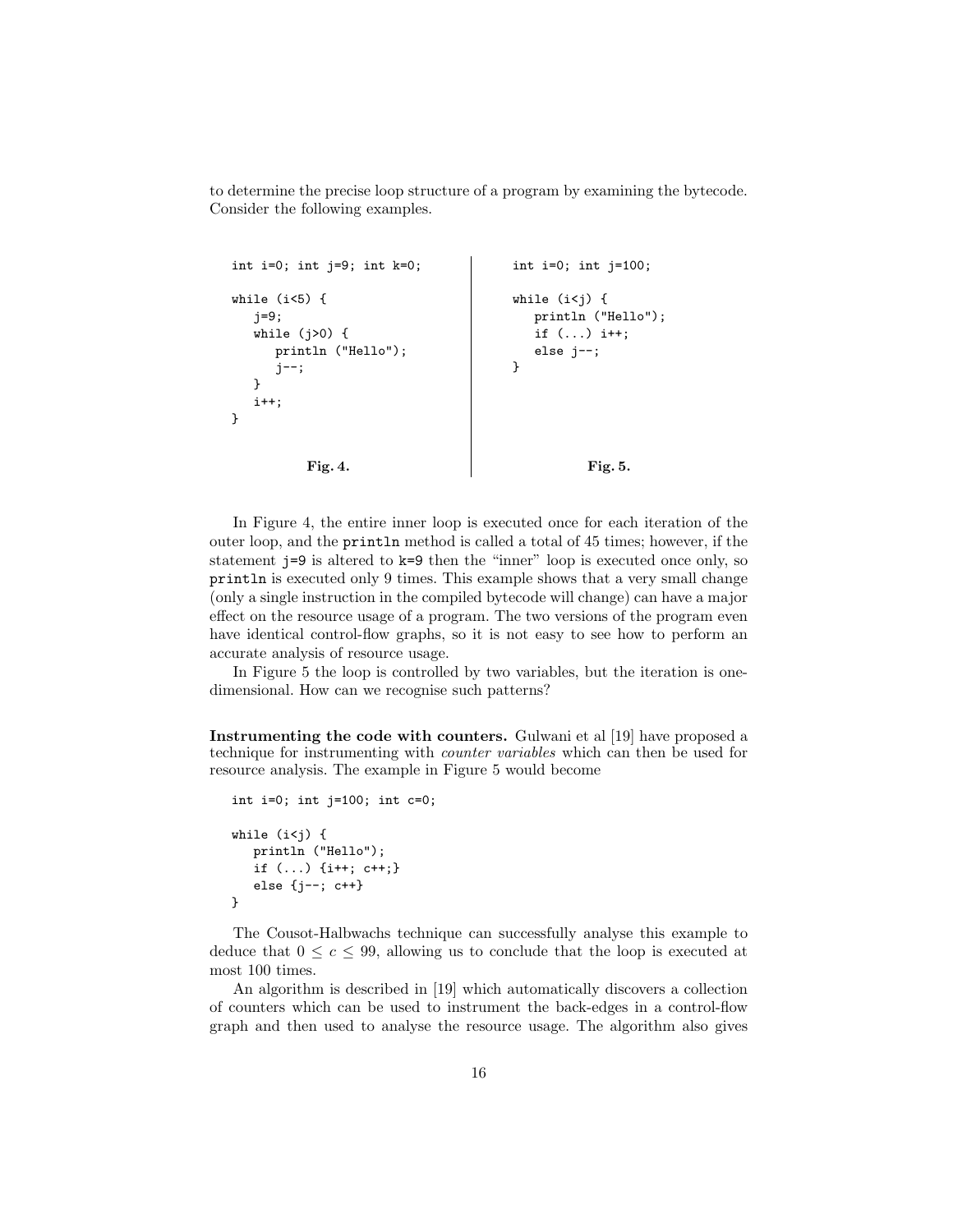to determine the precise loop structure of a program by examining the bytecode. Consider the following examples.

```
int i=0; int j=9; int k=0;

while (i<5) {
   j=9;
   while (j>0) {
      println ("Hello");
      j--;
   }
   i++;
}
```

**Fig. 4.**

```
int i=0; int j=100;

while (i<j) {
   println ("Hello");
   if (...) i++;
   else j--;
}
```

**Fig. 5.**

In Figure 4, the entire inner loop is executed once for each iteration of the outer loop, and the `println` method is called a total of 45 times; however, if the statement `j=9` is altered to `k=9` then the "inner" loop is executed once only, so `println` is executed only 9 times. This example shows that a very small change (only a single instruction in the compiled bytecode will change) can have a major effect on the resource usage of a program. The two versions of the program even have identical control-flow graphs, so it is not easy to see how to perform an accurate analysis of resource usage.

In Figure 5 the loop is controlled by two variables, but the iteration is one-dimensional. How can we recognise such patterns?

**Instrumenting the code with counters.** Gulwani et al [19] have proposed a technique for instrumenting with *counter variables* which can then be used for resource analysis. The example in Figure 5 would become

```
int i=0; int j=100; int c=0;

while (i<j) {
   println ("Hello");
   if (...) {i++; c++;}
   else {j--; c++}
}
```

The Cousot-Halbwachs technique can successfully analyse this example to deduce that $0 \leq c \leq 99$, allowing us to conclude that the loop is executed at most 100 times.

An algorithm is described in [19] which automatically discovers a collection of counters which can be used to instrument the back-edges in a control-flow graph and then used to analyse the resource usage. The algorithm also gives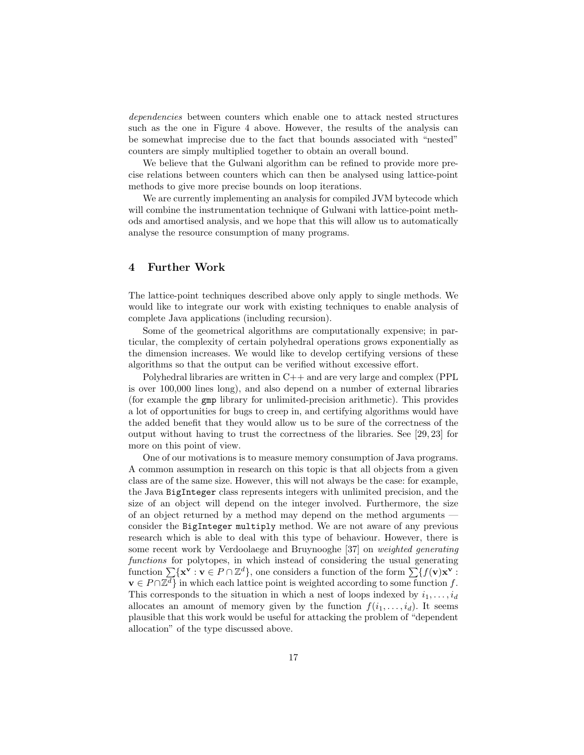*dependencies* between counters which enable one to attack nested structures such as the one in Figure 4 above. However, the results of the analysis can be somewhat imprecise due to the fact that bounds associated with "nested" counters are simply multiplied together to obtain an overall bound.

We believe that the Gulwani algorithm can be refined to provide more precise relations between counters which can then be analysed using lattice-point methods to give more precise bounds on loop iterations.

We are currently implementing an analysis for compiled JVM bytecode which will combine the instrumentation technique of Gulwani with lattice-point methods and amortised analysis, and we hope that this will allow us to automatically analyse the resource consumption of many programs.

## 4 Further Work

The lattice-point techniques described above only apply to single methods. We would like to integrate our work with existing techniques to enable analysis of complete Java applications (including recursion).

Some of the geometrical algorithms are computationally expensive; in particular, the complexity of certain polyhedral operations grows exponentially as the dimension increases. We would like to develop certifying versions of these algorithms so that the output can be verified without excessive effort.

Polyhedral libraries are written in C++ and are very large and complex (PPL is over 100,000 lines long), and also depend on a number of external libraries (for example the `gmp` library for unlimited-precision arithmetic). This provides a lot of opportunities for bugs to creep in, and certifying algorithms would have the added benefit that they would allow us to be sure of the correctness of the output without having to trust the correctness of the libraries. See [29, 23] for more on this point of view.

One of our motivations is to measure memory consumption of Java programs. A common assumption in research on this topic is that all objects from a given class are of the same size. However, this will not always be the case: for example, the Java `BigInteger` class represents integers with unlimited precision, and the size of an object will depend on the integer involved. Furthermore, the size of an object returned by a method may depend on the method arguments — consider the `BigInteger multiply` method. We are not aware of any previous research which is able to deal with this type of behaviour. However, there is some recent work by Verdoolaege and Bruynooghe [37] on *weighted generating functions* for polytopes, in which instead of considering the usual generating function $\sum\{\mathbf{x}^\mathbf{v} : \mathbf{v} \in P \cap \mathbb{Z}^d\}$, one considers a function of the form $\sum\{f(\mathbf{v})\mathbf{x}^\mathbf{v} : \mathbf{v} \in P \cap \mathbb{Z}^d\}$ in which each lattice point is weighted according to some function $f$. This corresponds to the situation in which a nest of loops indexed by $i_1, \ldots, i_d$ allocates an amount of memory given by the function $f(i_1, \ldots, i_d)$. It seems plausible that this work would be useful for attacking the problem of "dependent allocation" of the type discussed above.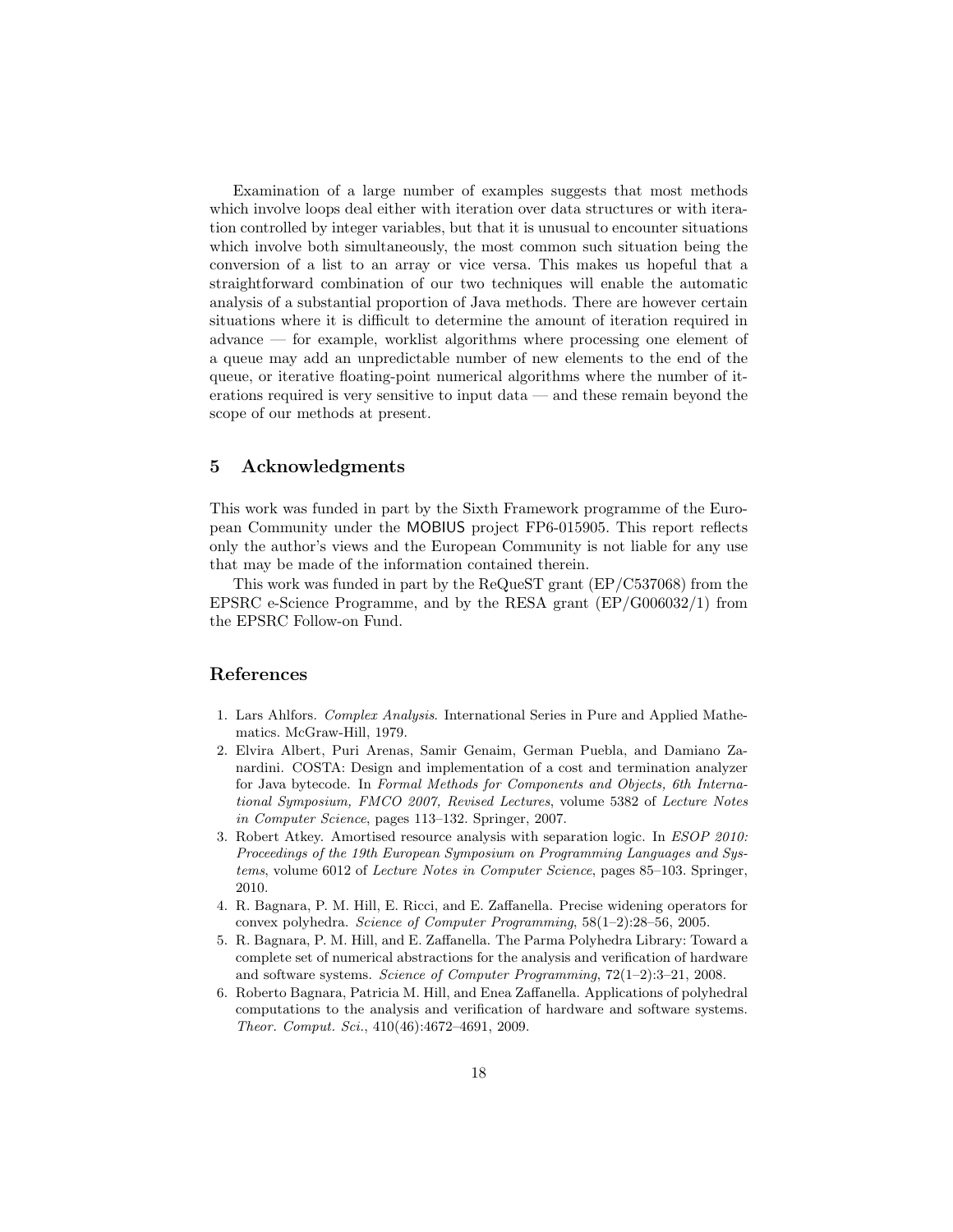Examination of a large number of examples suggests that most methods which involve loops deal either with iteration over data structures or with iteration controlled by integer variables, but that it is unusual to encounter situations which involve both simultaneously, the most common such situation being the conversion of a list to an array or vice versa. This makes us hopeful that a straightforward combination of our two techniques will enable the automatic analysis of a substantial proportion of Java methods. There are however certain situations where it is difficult to determine the amount of iteration required in advance — for example, worklist algorithms where processing one element of a queue may add an unpredictable number of new elements to the end of the queue, or iterative floating-point numerical algorithms where the number of iterations required is very sensitive to input data — and these remain beyond the scope of our methods at present.

## 5 Acknowledgments

This work was funded in part by the Sixth Framework programme of the European Community under the MOBIUS project FP6-015905. This report reflects only the author's views and the European Community is not liable for any use that may be made of the information contained therein.

This work was funded in part by the ReQueST grant (EP/C537068) from the EPSRC e-Science Programme, and by the RESA grant (EP/G006032/1) from the EPSRC Follow-on Fund.

## References

1. Lars Ahlfors. *Complex Analysis*. International Series in Pure and Applied Mathematics. McGraw-Hill, 1979.
2. Elvira Albert, Puri Arenas, Samir Genaim, German Puebla, and Damiano Zanardini. COSTA: Design and implementation of a cost and termination analyzer for Java bytecode. In *Formal Methods for Components and Objects, 6th International Symposium, FMCO 2007, Revised Lectures*, volume 5382 of *Lecture Notes in Computer Science*, pages 113–132. Springer, 2007.
3. Robert Atkey. Amortised resource analysis with separation logic. In *ESOP 2010: Proceedings of the 19th European Symposium on Programming Languages and Systems*, volume 6012 of *Lecture Notes in Computer Science*, pages 85–103. Springer, 2010.
4. R. Bagnara, P. M. Hill, E. Ricci, and E. Zaffanella. Precise widening operators for convex polyhedra. *Science of Computer Programming*, 58(1–2):28–56, 2005.
5. R. Bagnara, P. M. Hill, and E. Zaffanella. The Parma Polyhedra Library: Toward a complete set of numerical abstractions for the analysis and verification of hardware and software systems. *Science of Computer Programming*, 72(1–2):3–21, 2008.
6. Roberto Bagnara, Patricia M. Hill, and Enea Zaffanella. Applications of polyhedral computations to the analysis and verification of hardware and software systems. *Theor. Comput. Sci.*, 410(46):4672–4691, 2009.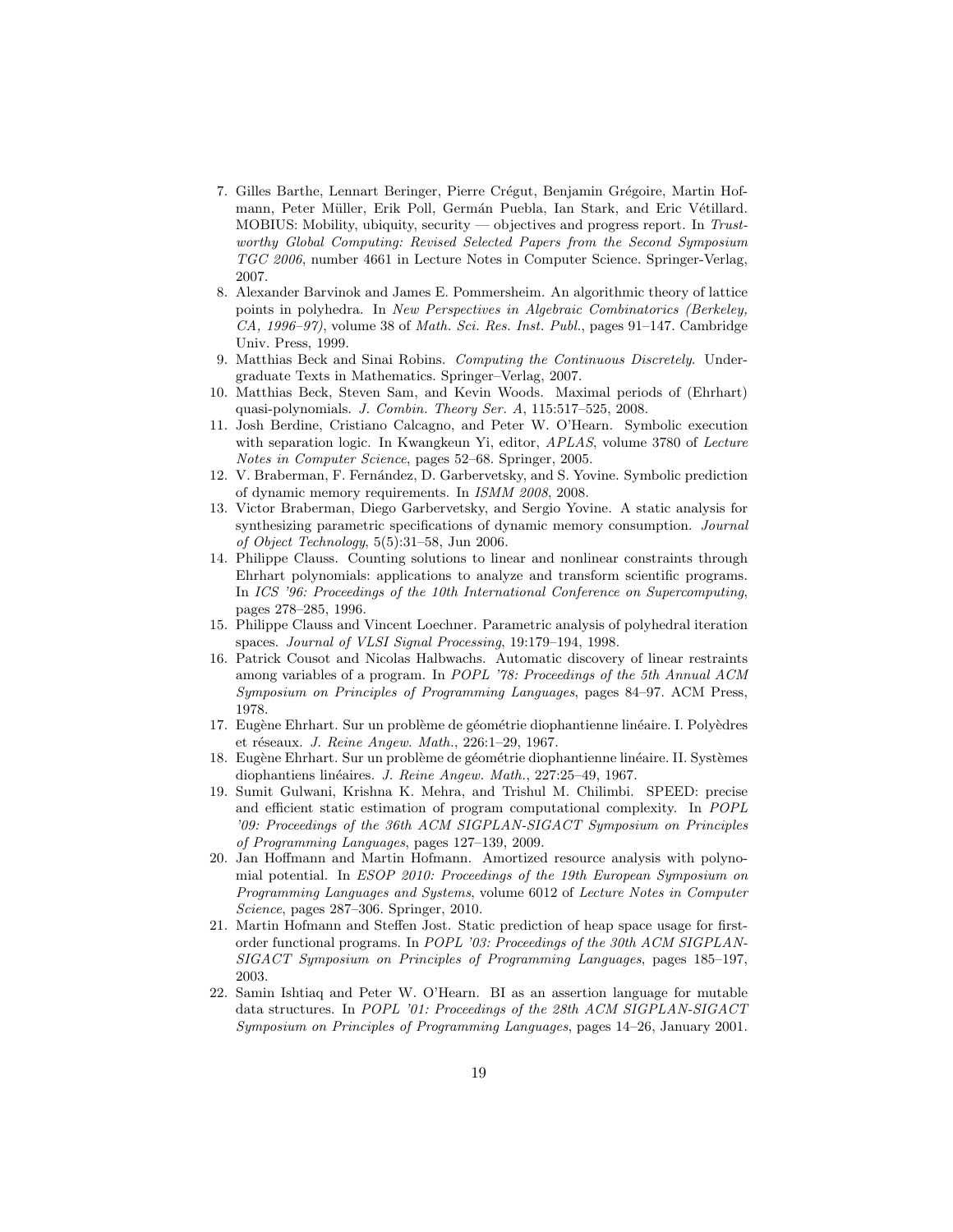7. Gilles Barthe, Lennart Beringer, Pierre Crégut, Benjamin Grégoire, Martin Hofmann, Peter Müller, Erik Poll, Germán Puebla, Ian Stark, and Eric Vétillard. MOBIUS: Mobility, ubiquity, security — objectives and progress report. In *Trustworthy Global Computing: Revised Selected Papers from the Second Symposium TGC 2006*, number 4661 in Lecture Notes in Computer Science. Springer-Verlag, 2007.
8. Alexander Barvinok and James E. Pommersheim. An algorithmic theory of lattice points in polyhedra. In *New Perspectives in Algebraic Combinatorics (Berkeley, CA, 1996–97)*, volume 38 of *Math. Sci. Res. Inst. Publ.*, pages 91–147. Cambridge Univ. Press, 1999.
9. Matthias Beck and Sinai Robins. *Computing the Continuous Discretely*. Undergraduate Texts in Mathematics. Springer–Verlag, 2007.
10. Matthias Beck, Steven Sam, and Kevin Woods. Maximal periods of (Ehrhart) quasi-polynomials. *J. Combin. Theory Ser. A*, 115:517–525, 2008.
11. Josh Berdine, Cristiano Calcagno, and Peter W. O'Hearn. Symbolic execution with separation logic. In Kwangkeun Yi, editor, *APLAS*, volume 3780 of *Lecture Notes in Computer Science*, pages 52–68. Springer, 2005.
12. V. Braberman, F. Fernández, D. Garbervetsky, and S. Yovine. Symbolic prediction of dynamic memory requirements. In *ISMM 2008*, 2008.
13. Victor Braberman, Diego Garbervetsky, and Sergio Yovine. A static analysis for synthesizing parametric specifications of dynamic memory consumption. *Journal of Object Technology*, 5(5):31–58, Jun 2006.
14. Philippe Clauss. Counting solutions to linear and nonlinear constraints through Ehrhart polynomials: applications to analyze and transform scientific programs. In *ICS '96: Proceedings of the 10th International Conference on Supercomputing*, pages 278–285, 1996.
15. Philippe Clauss and Vincent Loechner. Parametric analysis of polyhedral iteration spaces. *Journal of VLSI Signal Processing*, 19:179–194, 1998.
16. Patrick Cousot and Nicolas Halbwachs. Automatic discovery of linear restraints among variables of a program. In *POPL '78: Proceedings of the 5th Annual ACM Symposium on Principles of Programming Languages*, pages 84–97. ACM Press, 1978.
17. Eugène Ehrhart. Sur un problème de géométrie diophantienne linéaire. I. Polyèdres et réseaux. *J. Reine Angew. Math.*, 226:1–29, 1967.
18. Eugène Ehrhart. Sur un problème de géométrie diophantienne linéaire. II. Systèmes diophantiens linéaires. *J. Reine Angew. Math.*, 227:25–49, 1967.
19. Sumit Gulwani, Krishna K. Mehra, and Trishul M. Chilimbi. SPEED: precise and efficient static estimation of program computational complexity. In *POPL '09: Proceedings of the 36th ACM SIGPLAN-SIGACT Symposium on Principles of Programming Languages*, pages 127–139, 2009.
20. Jan Hoffmann and Martin Hofmann. Amortized resource analysis with polynomial potential. In *ESOP 2010: Proceedings of the 19th European Symposium on Programming Languages and Systems*, volume 6012 of *Lecture Notes in Computer Science*, pages 287–306. Springer, 2010.
21. Martin Hofmann and Steffen Jost. Static prediction of heap space usage for first-order functional programs. In *POPL '03: Proceedings of the 30th ACM SIGPLAN-SIGACT Symposium on Principles of Programming Languages*, pages 185–197, 2003.
22. Samin Ishtiaq and Peter W. O'Hearn. BI as an assertion language for mutable data structures. In *POPL '01: Proceedings of the 28th ACM SIGPLAN-SIGACT Symposium on Principles of Programming Languages*, pages 14–26, January 2001.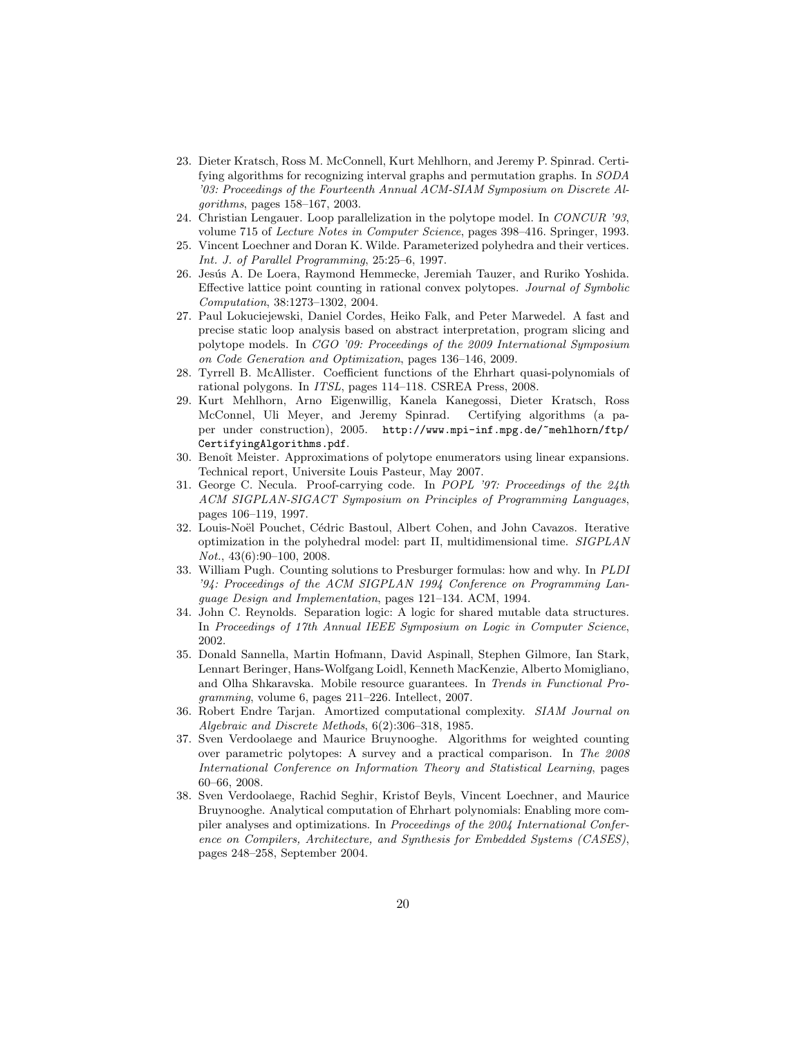23. Dieter Kratsch, Ross M. McConnell, Kurt Mehlhorn, and Jeremy P. Spinrad. Certifying algorithms for recognizing interval graphs and permutation graphs. In *SODA '03: Proceedings of the Fourteenth Annual ACM-SIAM Symposium on Discrete Algorithms*, pages 158–167, 2003.
24. Christian Lengauer. Loop parallelization in the polytope model. In *CONCUR '93*, volume 715 of *Lecture Notes in Computer Science*, pages 398–416. Springer, 1993.
25. Vincent Loechner and Doran K. Wilde. Parameterized polyhedra and their vertices. *Int. J. of Parallel Programming*, 25:25–6, 1997.
26. Jesús A. De Loera, Raymond Hemmecke, Jeremiah Tauzer, and Ruriko Yoshida. Effective lattice point counting in rational convex polytopes. *Journal of Symbolic Computation*, 38:1273–1302, 2004.
27. Paul Lokuciejewski, Daniel Cordes, Heiko Falk, and Peter Marwedel. A fast and precise static loop analysis based on abstract interpretation, program slicing and polytope models. In *CGO '09: Proceedings of the 2009 International Symposium on Code Generation and Optimization*, pages 136–146, 2009.
28. Tyrrell B. McAllister. Coefficient functions of the Ehrhart quasi-polynomials of rational polygons. In *ITSL*, pages 114–118. CSREA Press, 2008.
29. Kurt Mehlhorn, Arno Eigenwillig, Kanela Kanegossi, Dieter Kratsch, Ross McConnel, Uli Meyer, and Jeremy Spinrad. Certifying algorithms (a paper under construction), 2005. `http://www.mpi-inf.mpg.de/~mehlhorn/ftp/CertifyingAlgorithms.pdf`.
30. Benoît Meister. Approximations of polytope enumerators using linear expansions. Technical report, Universite Louis Pasteur, May 2007.
31. George C. Necula. Proof-carrying code. In *POPL '97: Proceedings of the 24th ACM SIGPLAN-SIGACT Symposium on Principles of Programming Languages*, pages 106–119, 1997.
32. Louis-Noël Pouchet, Cédric Bastoul, Albert Cohen, and John Cavazos. Iterative optimization in the polyhedral model: part II, multidimensional time. *SIGPLAN Not.*, 43(6):90–100, 2008.
33. William Pugh. Counting solutions to Presburger formulas: how and why. In *PLDI '94: Proceedings of the ACM SIGPLAN 1994 Conference on Programming Language Design and Implementation*, pages 121–134. ACM, 1994.
34. John C. Reynolds. Separation logic: A logic for shared mutable data structures. In *Proceedings of 17th Annual IEEE Symposium on Logic in Computer Science*, 2002.
35. Donald Sannella, Martin Hofmann, David Aspinall, Stephen Gilmore, Ian Stark, Lennart Beringer, Hans-Wolfgang Loidl, Kenneth MacKenzie, Alberto Momigliano, and Olha Shkaravska. Mobile resource guarantees. In *Trends in Functional Programming*, volume 6, pages 211–226. Intellect, 2007.
36. Robert Endre Tarjan. Amortized computational complexity. *SIAM Journal on Algebraic and Discrete Methods*, 6(2):306–318, 1985.
37. Sven Verdoolaege and Maurice Bruynooghe. Algorithms for weighted counting over parametric polytopes: A survey and a practical comparison. In *The 2008 International Conference on Information Theory and Statistical Learning*, pages 60–66, 2008.
38. Sven Verdoolaege, Rachid Seghir, Kristof Beyls, Vincent Loechner, and Maurice Bruynooghe. Analytical computation of Ehrhart polynomials: Enabling more compiler analyses and optimizations. In *Proceedings of the 2004 International Conference on Compilers, Architecture, and Synthesis for Embedded Systems (CASES)*, pages 248–258, September 2004.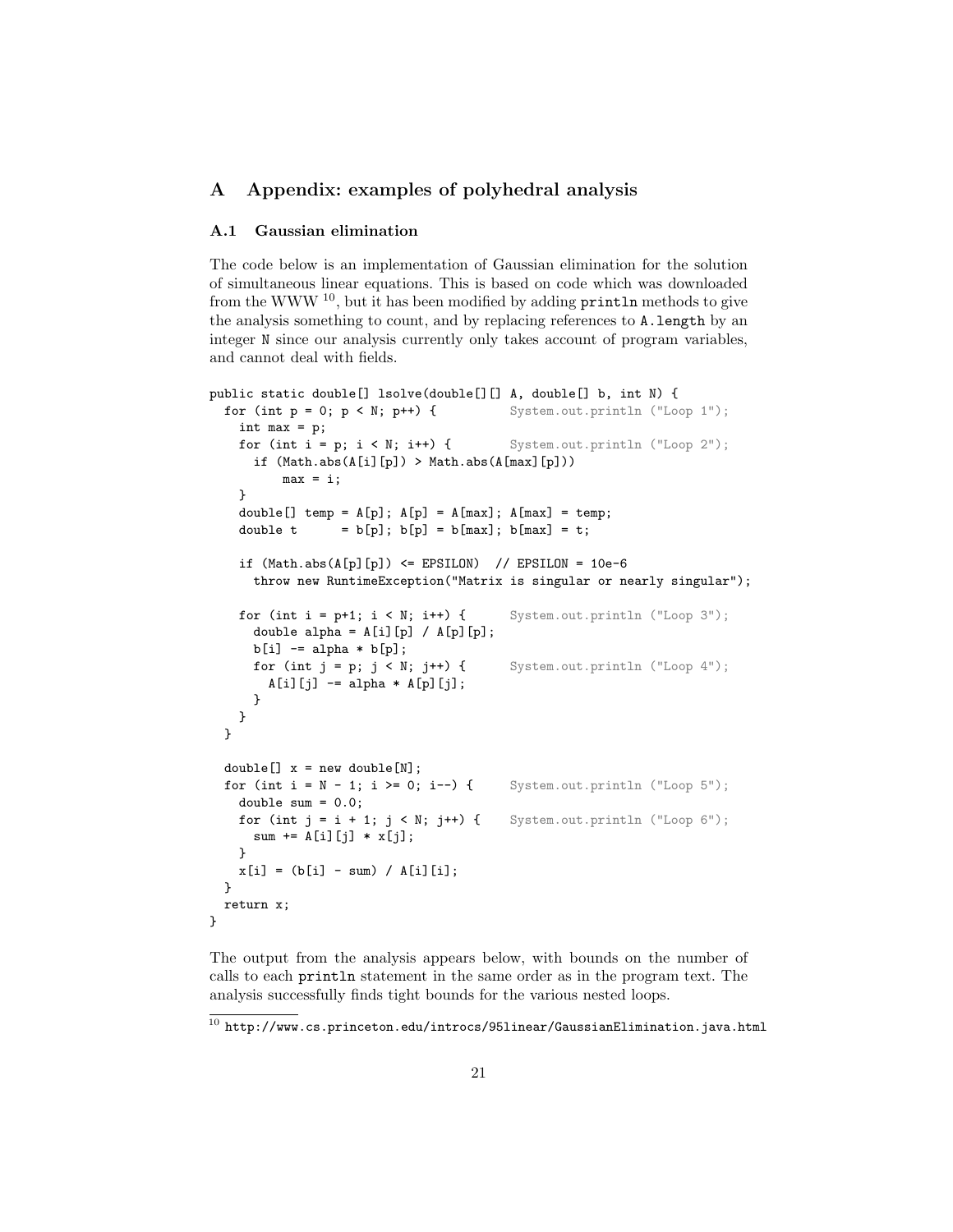# A Appendix: examples of polyhedral analysis

## A.1 Gaussian elimination

The code below is an implementation of Gaussian elimination for the solution of simultaneous linear equations. This is based on code which was downloaded from the WWW [10], but it has been modified by adding `println` methods to give the analysis something to count, and by replacing references to `A.length` by an integer `N` since our analysis currently only takes account of program variables, and cannot deal with fields.

```
public static double[] lsolve(double[][] A, double[] b, int N) {
  for (int p = 0; p < N; p++) {          System.out.println ("Loop 1");
    int max = p;
    for (int i = p; i < N; i++) {        System.out.println ("Loop 2");
      if (Math.abs(A[i][p]) > Math.abs(A[max][p]))
          max = i;
    }
    double[] temp = A[p]; A[p] = A[max]; A[max] = temp;
    double t      = b[p]; b[p] = b[max]; b[max] = t;

    if (Math.abs(A[p][p]) <= EPSILON)  // EPSILON = 10e-6
      throw new RuntimeException("Matrix is singular or nearly singular");

    for (int i = p+1; i < N; i++) {      System.out.println ("Loop 3");
      double alpha = A[i][p] / A[p][p];
      b[i] -= alpha * b[p];
      for (int j = p; j < N; j++) {      System.out.println ("Loop 4");
        A[i][j] -= alpha * A[p][j];
      }
    }
  }

  double[] x = new double[N];
  for (int i = N - 1; i >= 0; i--) {     System.out.println ("Loop 5");
    double sum = 0.0;
    for (int j = i + 1; j < N; j++) {    System.out.println ("Loop 6");
      sum += A[i][j] * x[j];
    }
    x[i] = (b[i] - sum) / A[i][i];
  }
  return x;
}
```

The output from the analysis appears below, with bounds on the number of calls to each `println` statement in the same order as in the program text. The analysis successfully finds tight bounds for the various nested loops.

[10] http://www.cs.princeton.edu/introcs/95linear/GaussianElimination.java.html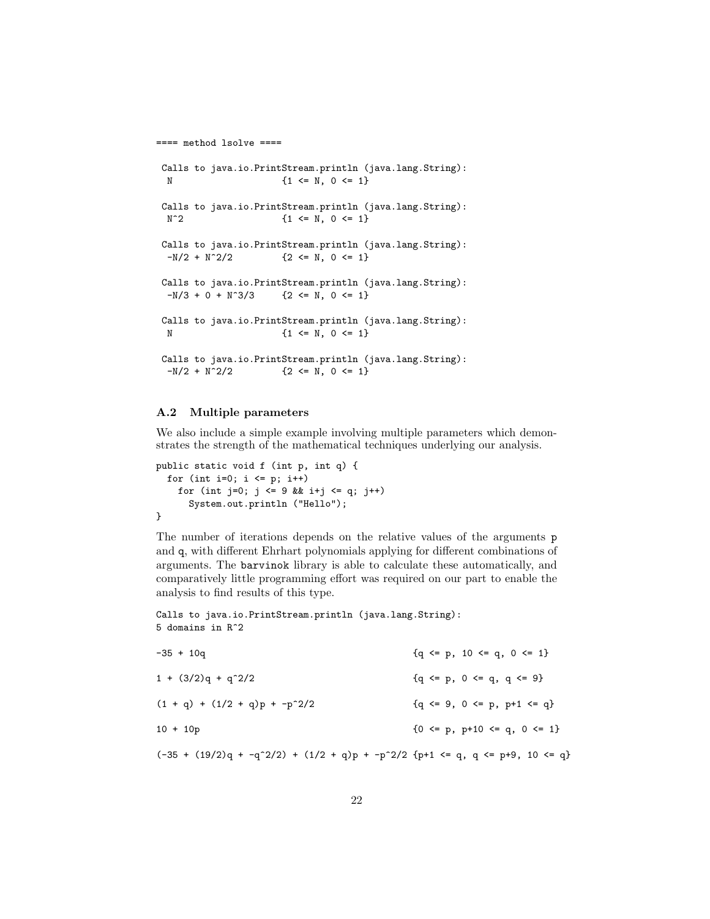```
==== method lsolve ====

 Calls to java.io.PrintStream.println (java.lang.String):
  N                   {1 <= N, 0 <= 1}

 Calls to java.io.PrintStream.println (java.lang.String):
  N^2                 {1 <= N, 0 <= 1}

 Calls to java.io.PrintStream.println (java.lang.String):
  -N/2 + N^2/2        {2 <= N, 0 <= 1}

 Calls to java.io.PrintStream.println (java.lang.String):
  -N/3 + 0 + N^3/3    {2 <= N, 0 <= 1}

 Calls to java.io.PrintStream.println (java.lang.String):
  N                   {1 <= N, 0 <= 1}

 Calls to java.io.PrintStream.println (java.lang.String):
  -N/2 + N^2/2        {2 <= N, 0 <= 1}
```

### A.2 Multiple parameters

We also include a simple example involving multiple parameters which demonstrates the strength of the mathematical techniques underlying our analysis.

```
public static void f (int p, int q) {
  for (int i=0; i <= p; i++)
    for (int j=0; j <= 9 && i+j <= q; j++)
      System.out.println ("Hello");
}
```

The number of iterations depends on the relative values of the arguments `p` and `q`, with different Ehrhart polynomials applying for different combinations of arguments. The `barvinok` library is able to calculate these automatically, and comparatively little programming effort was required on our part to enable the analysis to find results of this type.

```
Calls to java.io.PrintStream.println (java.lang.String):
5 domains in R^2

-35 + 10q                                        {q <= p, 10 <= q, 0 <= 1}

1 + (3/2)q + q^2/2                               {q <= p, 0 <= q, q <= 9}

(1 + q) + (1/2 + q)p + -p^2/2                    {q <= 9, 0 <= p, p+1 <= q}

10 + 10p                                         {0 <= p, p+10 <= q, 0 <= 1}

(-35 + (19/2)q + -q^2/2) + (1/2 + q)p + -p^2/2 {p+1 <= q, q <= p+9, 10 <= q}
```